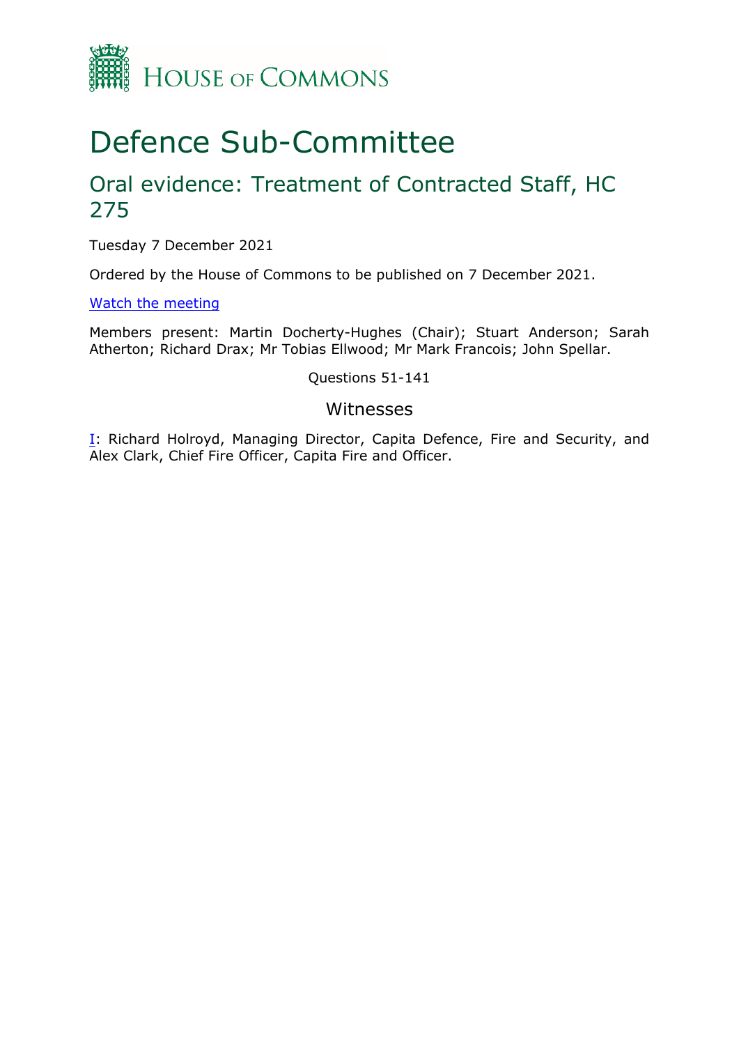House of Commons

# Defence Sub-Committee

## Oral evidence: Treatment of Contracted Staff, HC 275

Tuesday 7 December 2021

Ordered by the House of Commons to be published on 7 December 2021.

[Watch the meeting]()

Members present: Martin Docherty-Hughes (Chair); Stuart Anderson; Sarah Atherton; Richard Drax; Mr Tobias Ellwood; Mr Mark Francois; John Spellar.

Questions 51-141

### Witnesses

[I](): Richard Holroyd, Managing Director, Capita Defence, Fire and Security, and Alex Clark, Chief Fire Officer, Capita Fire and Officer.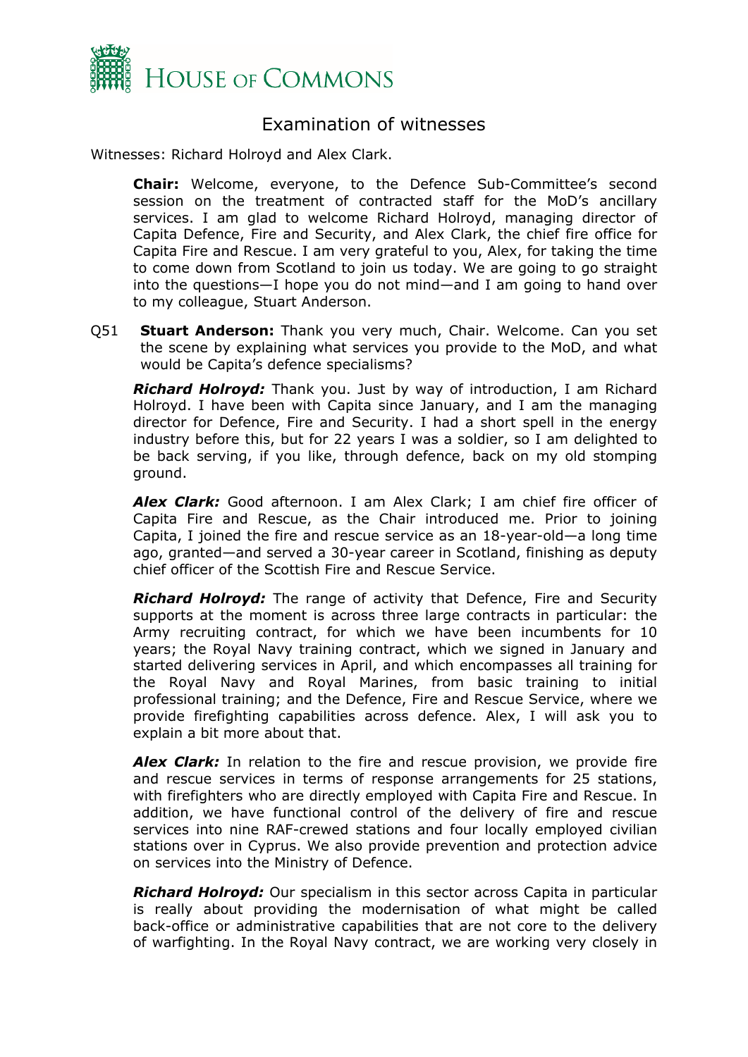## Examination of witnesses

Witnesses: Richard Holroyd and Alex Clark.

**Chair:** Welcome, everyone, to the Defence Sub-Committee's second session on the treatment of contracted staff for the MoD's ancillary services. I am glad to welcome Richard Holroyd, managing director of Capita Defence, Fire and Security, and Alex Clark, the chief fire office for Capita Fire and Rescue. I am very grateful to you, Alex, for taking the time to come down from Scotland to join us today. We are going to go straight into the questions—I hope you do not mind—and I am going to hand over to my colleague, Stuart Anderson.

Q51 **Stuart Anderson:** Thank you very much, Chair. Welcome. Can you set the scene by explaining what services you provide to the MoD, and what would be Capita's defence specialisms?

***Richard Holroyd:*** Thank you. Just by way of introduction, I am Richard Holroyd. I have been with Capita since January, and I am the managing director for Defence, Fire and Security. I had a short spell in the energy industry before this, but for 22 years I was a soldier, so I am delighted to be back serving, if you like, through defence, back on my old stomping ground.

***Alex Clark:*** Good afternoon. I am Alex Clark; I am chief fire officer of Capita Fire and Rescue, as the Chair introduced me. Prior to joining Capita, I joined the fire and rescue service as an 18-year-old—a long time ago, granted—and served a 30-year career in Scotland, finishing as deputy chief officer of the Scottish Fire and Rescue Service.

***Richard Holroyd:*** The range of activity that Defence, Fire and Security supports at the moment is across three large contracts in particular: the Army recruiting contract, for which we have been incumbents for 10 years; the Royal Navy training contract, which we signed in January and started delivering services in April, and which encompasses all training for the Royal Navy and Royal Marines, from basic training to initial professional training; and the Defence, Fire and Rescue Service, where we provide firefighting capabilities across defence. Alex, I will ask you to explain a bit more about that.

***Alex Clark:*** In relation to the fire and rescue provision, we provide fire and rescue services in terms of response arrangements for 25 stations, with firefighters who are directly employed with Capita Fire and Rescue. In addition, we have functional control of the delivery of fire and rescue services into nine RAF-crewed stations and four locally employed civilian stations over in Cyprus. We also provide prevention and protection advice on services into the Ministry of Defence.

***Richard Holroyd:*** Our specialism in this sector across Capita in particular is really about providing the modernisation of what might be called back-office or administrative capabilities that are not core to the delivery of warfighting. In the Royal Navy contract, we are working very closely in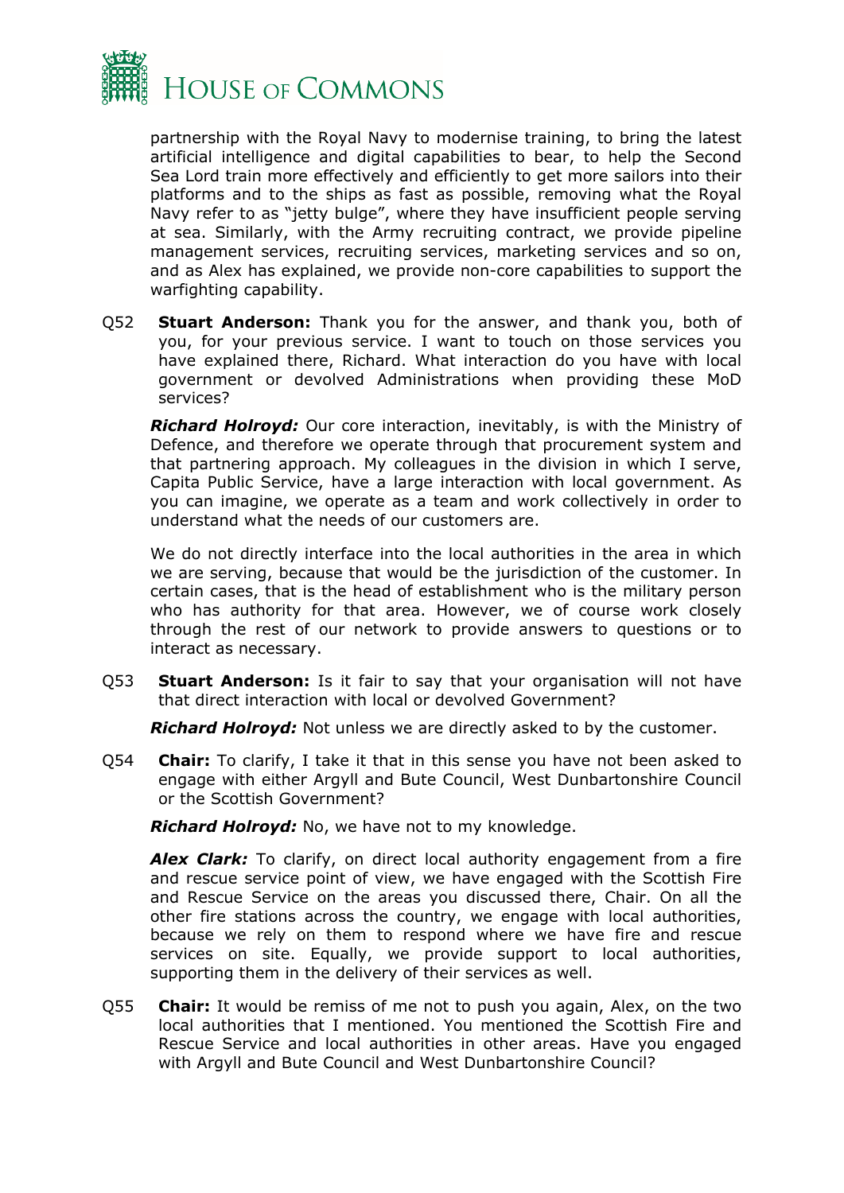partnership with the Royal Navy to modernise training, to bring the latest artificial intelligence and digital capabilities to bear, to help the Second Sea Lord train more effectively and efficiently to get more sailors into their platforms and to the ships as fast as possible, removing what the Royal Navy refer to as "jetty bulge", where they have insufficient people serving at sea. Similarly, with the Army recruiting contract, we provide pipeline management services, recruiting services, marketing services and so on, and as Alex has explained, we provide non-core capabilities to support the warfighting capability.

Q52 **Stuart Anderson:** Thank you for the answer, and thank you, both of you, for your previous service. I want to touch on those services you have explained there, Richard. What interaction do you have with local government or devolved Administrations when providing these MoD services?

***Richard Holroyd:*** Our core interaction, inevitably, is with the Ministry of Defence, and therefore we operate through that procurement system and that partnering approach. My colleagues in the division in which I serve, Capita Public Service, have a large interaction with local government. As you can imagine, we operate as a team and work collectively in order to understand what the needs of our customers are.

We do not directly interface into the local authorities in the area in which we are serving, because that would be the jurisdiction of the customer. In certain cases, that is the head of establishment who is the military person who has authority for that area. However, we of course work closely through the rest of our network to provide answers to questions or to interact as necessary.

Q53 **Stuart Anderson:** Is it fair to say that your organisation will not have that direct interaction with local or devolved Government?

***Richard Holroyd:*** Not unless we are directly asked to by the customer.

Q54 **Chair:** To clarify, I take it that in this sense you have not been asked to engage with either Argyll and Bute Council, West Dunbartonshire Council or the Scottish Government?

***Richard Holroyd:*** No, we have not to my knowledge.

***Alex Clark:*** To clarify, on direct local authority engagement from a fire and rescue service point of view, we have engaged with the Scottish Fire and Rescue Service on the areas you discussed there, Chair. On all the other fire stations across the country, we engage with local authorities, because we rely on them to respond where we have fire and rescue services on site. Equally, we provide support to local authorities, supporting them in the delivery of their services as well.

Q55 **Chair:** It would be remiss of me not to push you again, Alex, on the two local authorities that I mentioned. You mentioned the Scottish Fire and Rescue Service and local authorities in other areas. Have you engaged with Argyll and Bute Council and West Dunbartonshire Council?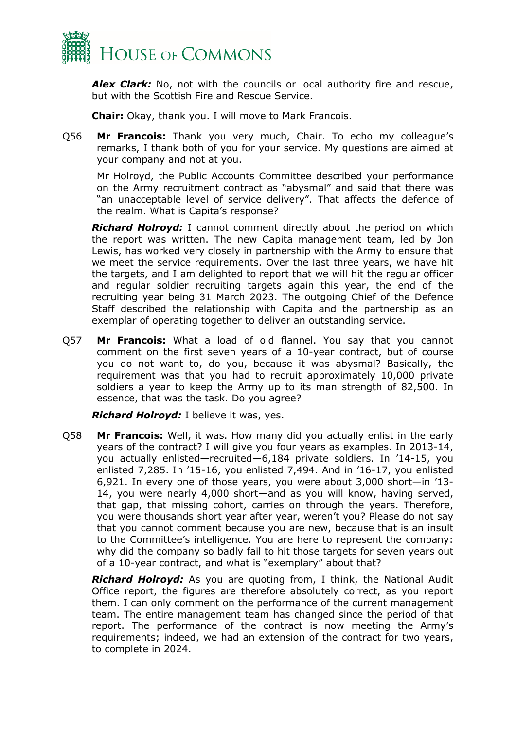***Alex Clark:*** No, not with the councils or local authority fire and rescue, but with the Scottish Fire and Rescue Service.

**Chair:** Okay, thank you. I will move to Mark Francois.

Q56 **Mr Francois:** Thank you very much, Chair. To echo my colleague's remarks, I thank both of you for your service. My questions are aimed at your company and not at you.

Mr Holroyd, the Public Accounts Committee described your performance on the Army recruitment contract as "abysmal" and said that there was "an unacceptable level of service delivery". That affects the defence of the realm. What is Capita's response?

***Richard Holroyd:*** I cannot comment directly about the period on which the report was written. The new Capita management team, led by Jon Lewis, has worked very closely in partnership with the Army to ensure that we meet the service requirements. Over the last three years, we have hit the targets, and I am delighted to report that we will hit the regular officer and regular soldier recruiting targets again this year, the end of the recruiting year being 31 March 2023. The outgoing Chief of the Defence Staff described the relationship with Capita and the partnership as an exemplar of operating together to deliver an outstanding service.

Q57 **Mr Francois:** What a load of old flannel. You say that you cannot comment on the first seven years of a 10-year contract, but of course you do not want to, do you, because it was abysmal? Basically, the requirement was that you had to recruit approximately 10,000 private soldiers a year to keep the Army up to its man strength of 82,500. In essence, that was the task. Do you agree?

***Richard Holroyd:*** I believe it was, yes.

Q58 **Mr Francois:** Well, it was. How many did you actually enlist in the early years of the contract? I will give you four years as examples. In 2013-14, you actually enlisted—recruited—6,184 private soldiers. In '14-15, you enlisted 7,285. In '15-16, you enlisted 7,494. And in '16-17, you enlisted 6,921. In every one of those years, you were about 3,000 short—in '13-14, you were nearly 4,000 short—and as you will know, having served, that gap, that missing cohort, carries on through the years. Therefore, you were thousands short year after year, weren't you? Please do not say that you cannot comment because you are new, because that is an insult to the Committee's intelligence. You are here to represent the company: why did the company so badly fail to hit those targets for seven years out of a 10-year contract, and what is "exemplary" about that?

***Richard Holroyd:*** As you are quoting from, I think, the National Audit Office report, the figures are therefore absolutely correct, as you report them. I can only comment on the performance of the current management team. The entire management team has changed since the period of that report. The performance of the contract is now meeting the Army's requirements; indeed, we had an extension of the contract for two years, to complete in 2024.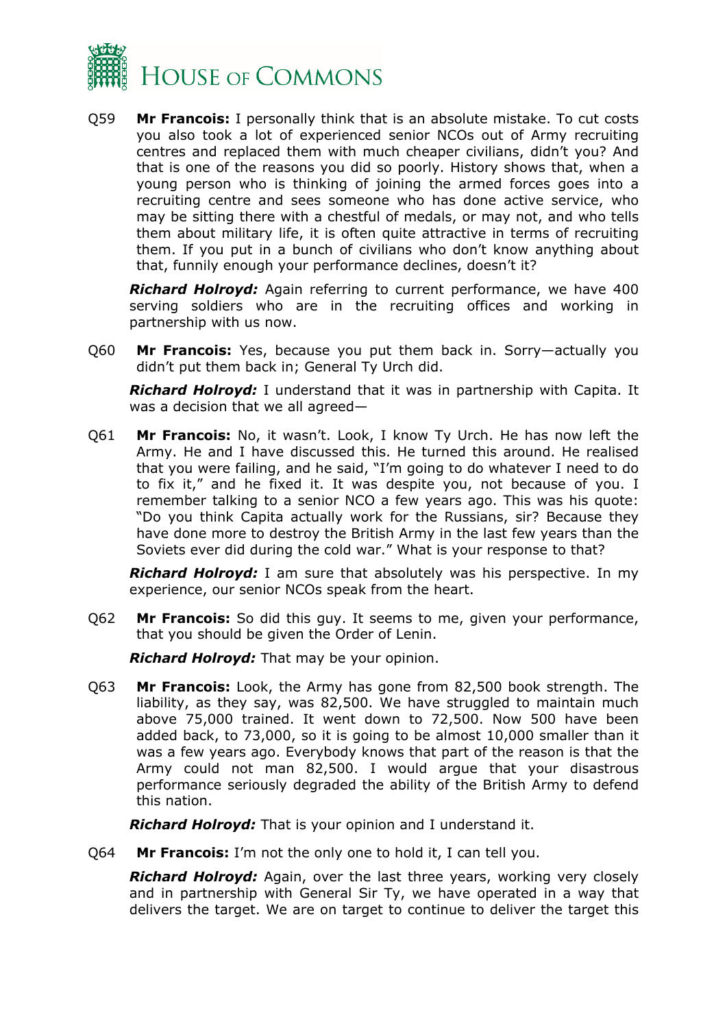Q59 **Mr Francois:** I personally think that is an absolute mistake. To cut costs you also took a lot of experienced senior NCOs out of Army recruiting centres and replaced them with much cheaper civilians, didn't you? And that is one of the reasons you did so poorly. History shows that, when a young person who is thinking of joining the armed forces goes into a recruiting centre and sees someone who has done active service, who may be sitting there with a chestful of medals, or may not, and who tells them about military life, it is often quite attractive in terms of recruiting them. If you put in a bunch of civilians who don't know anything about that, funnily enough your performance declines, doesn't it?

***Richard Holroyd:*** Again referring to current performance, we have 400 serving soldiers who are in the recruiting offices and working in partnership with us now.

Q60 **Mr Francois:** Yes, because you put them back in. Sorry—actually you didn't put them back in; General Ty Urch did.

***Richard Holroyd:*** I understand that it was in partnership with Capita. It was a decision that we all agreed—

Q61 **Mr Francois:** No, it wasn't. Look, I know Ty Urch. He has now left the Army. He and I have discussed this. He turned this around. He realised that you were failing, and he said, "I'm going to do whatever I need to do to fix it," and he fixed it. It was despite you, not because of you. I remember talking to a senior NCO a few years ago. This was his quote: "Do you think Capita actually work for the Russians, sir? Because they have done more to destroy the British Army in the last few years than the Soviets ever did during the cold war." What is your response to that?

***Richard Holroyd:*** I am sure that absolutely was his perspective. In my experience, our senior NCOs speak from the heart.

Q62 **Mr Francois:** So did this guy. It seems to me, given your performance, that you should be given the Order of Lenin.

***Richard Holroyd:*** That may be your opinion.

Q63 **Mr Francois:** Look, the Army has gone from 82,500 book strength. The liability, as they say, was 82,500. We have struggled to maintain much above 75,000 trained. It went down to 72,500. Now 500 have been added back, to 73,000, so it is going to be almost 10,000 smaller than it was a few years ago. Everybody knows that part of the reason is that the Army could not man 82,500. I would argue that your disastrous performance seriously degraded the ability of the British Army to defend this nation.

***Richard Holroyd:*** That is your opinion and I understand it.

Q64 **Mr Francois:** I'm not the only one to hold it, I can tell you.

***Richard Holroyd:*** Again, over the last three years, working very closely and in partnership with General Sir Ty, we have operated in a way that delivers the target. We are on target to continue to deliver the target this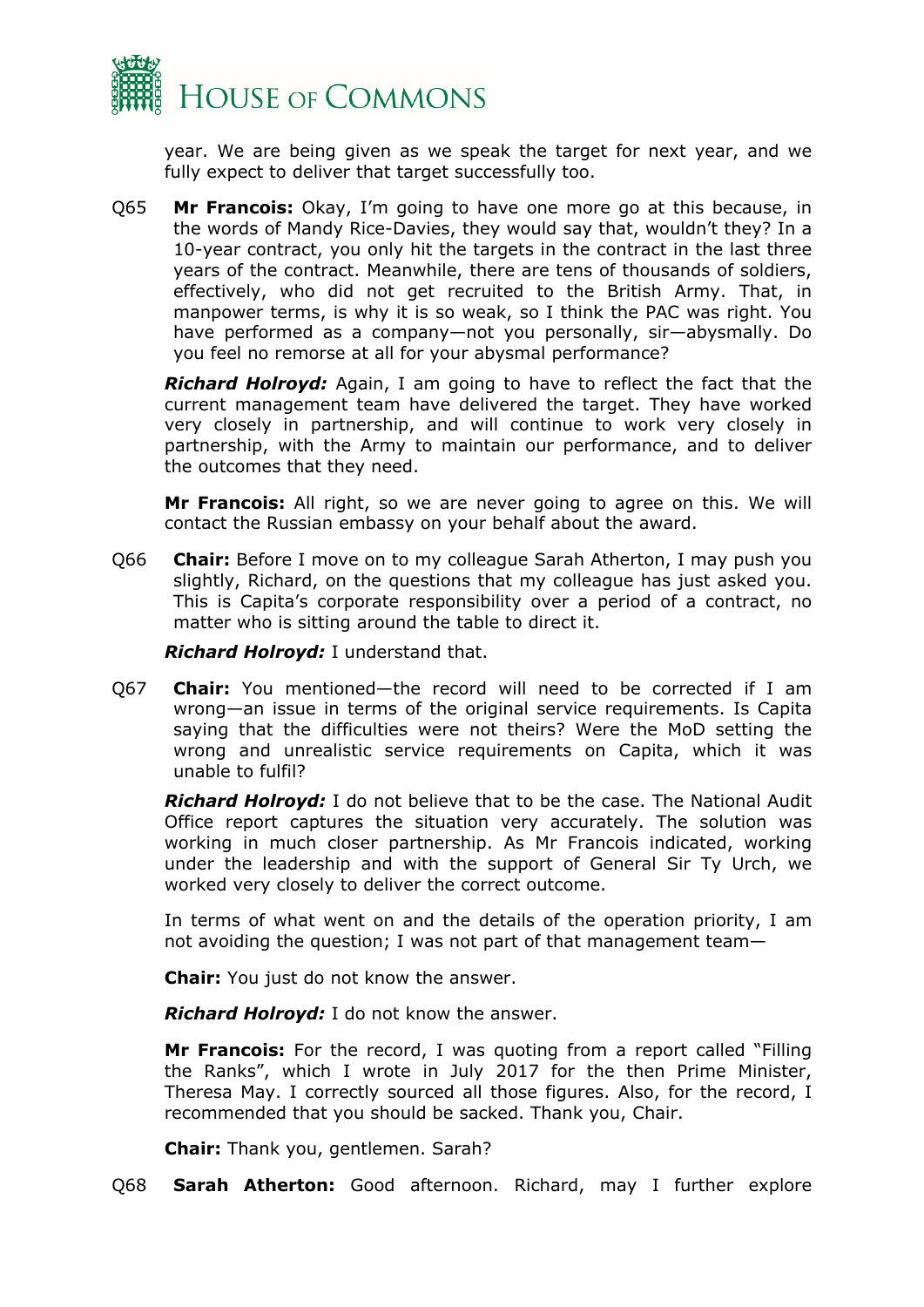year. We are being given as we speak the target for next year, and we fully expect to deliver that target successfully too.

Q65 **Mr Francois:** Okay, I'm going to have one more go at this because, in the words of Mandy Rice-Davies, they would say that, wouldn't they? In a 10-year contract, you only hit the targets in the contract in the last three years of the contract. Meanwhile, there are tens of thousands of soldiers, effectively, who did not get recruited to the British Army. That, in manpower terms, is why it is so weak, so I think the PAC was right. You have performed as a company—not you personally, sir—abysmally. Do you feel no remorse at all for your abysmal performance?

***Richard Holroyd:*** Again, I am going to have to reflect the fact that the current management team have delivered the target. They have worked very closely in partnership, and will continue to work very closely in partnership, with the Army to maintain our performance, and to deliver the outcomes that they need.

**Mr Francois:** All right, so we are never going to agree on this. We will contact the Russian embassy on your behalf about the award.

Q66 **Chair:** Before I move on to my colleague Sarah Atherton, I may push you slightly, Richard, on the questions that my colleague has just asked you. This is Capita's corporate responsibility over a period of a contract, no matter who is sitting around the table to direct it.

***Richard Holroyd:*** I understand that.

Q67 **Chair:** You mentioned—the record will need to be corrected if I am wrong—an issue in terms of the original service requirements. Is Capita saying that the difficulties were not theirs? Were the MoD setting the wrong and unrealistic service requirements on Capita, which it was unable to fulfil?

***Richard Holroyd:*** I do not believe that to be the case. The National Audit Office report captures the situation very accurately. The solution was working in much closer partnership. As Mr Francois indicated, working under the leadership and with the support of General Sir Ty Urch, we worked very closely to deliver the correct outcome.

In terms of what went on and the details of the operation priority, I am not avoiding the question; I was not part of that management team—

**Chair:** You just do not know the answer.

***Richard Holroyd:*** I do not know the answer.

**Mr Francois:** For the record, I was quoting from a report called "Filling the Ranks", which I wrote in July 2017 for the then Prime Minister, Theresa May. I correctly sourced all those figures. Also, for the record, I recommended that you should be sacked. Thank you, Chair.

**Chair:** Thank you, gentlemen. Sarah?

Q68 **Sarah Atherton:** Good afternoon. Richard, may I further explore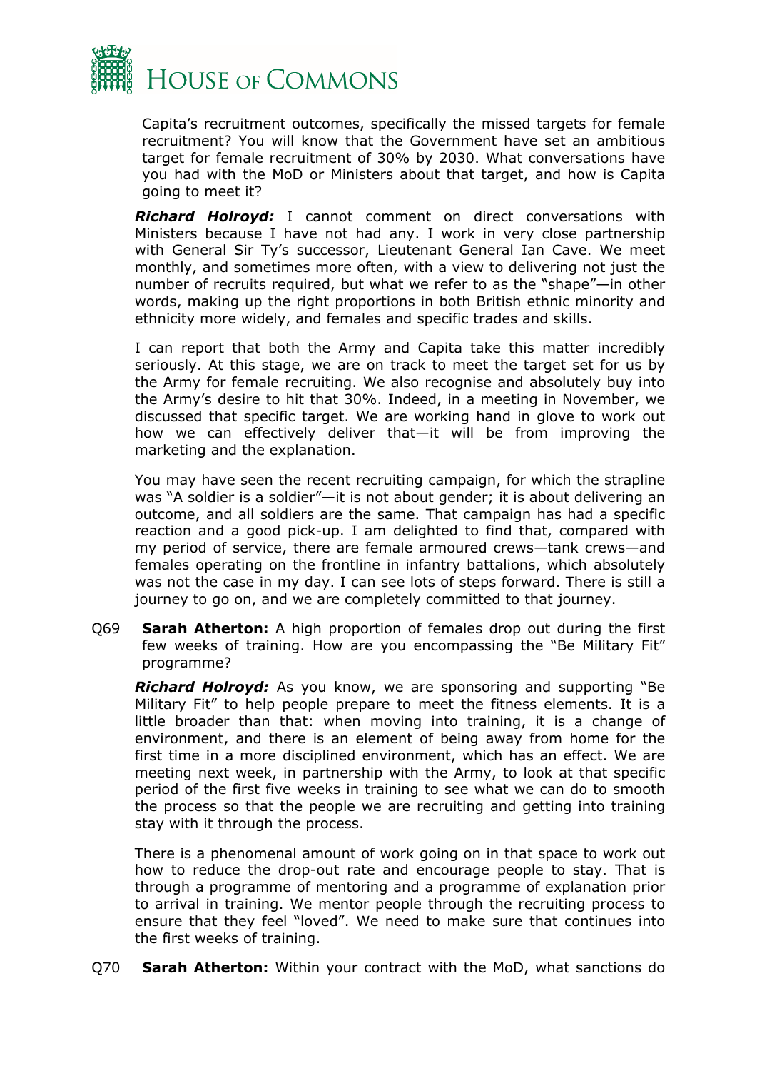Capita's recruitment outcomes, specifically the missed targets for female recruitment? You will know that the Government have set an ambitious target for female recruitment of 30% by 2030. What conversations have you had with the MoD or Ministers about that target, and how is Capita going to meet it?

***Richard Holroyd:*** I cannot comment on direct conversations with Ministers because I have not had any. I work in very close partnership with General Sir Ty's successor, Lieutenant General Ian Cave. We meet monthly, and sometimes more often, with a view to delivering not just the number of recruits required, but what we refer to as the "shape"—in other words, making up the right proportions in both British ethnic minority and ethnicity more widely, and females and specific trades and skills.

I can report that both the Army and Capita take this matter incredibly seriously. At this stage, we are on track to meet the target set for us by the Army for female recruiting. We also recognise and absolutely buy into the Army's desire to hit that 30%. Indeed, in a meeting in November, we discussed that specific target. We are working hand in glove to work out how we can effectively deliver that—it will be from improving the marketing and the explanation.

You may have seen the recent recruiting campaign, for which the strapline was "A soldier is a soldier"—it is not about gender; it is about delivering an outcome, and all soldiers are the same. That campaign has had a specific reaction and a good pick-up. I am delighted to find that, compared with my period of service, there are female armoured crews—tank crews—and females operating on the frontline in infantry battalions, which absolutely was not the case in my day. I can see lots of steps forward. There is still a journey to go on, and we are completely committed to that journey.

Q69 **Sarah Atherton:** A high proportion of females drop out during the first few weeks of training. How are you encompassing the "Be Military Fit" programme?

***Richard Holroyd:*** As you know, we are sponsoring and supporting "Be Military Fit" to help people prepare to meet the fitness elements. It is a little broader than that: when moving into training, it is a change of environment, and there is an element of being away from home for the first time in a more disciplined environment, which has an effect. We are meeting next week, in partnership with the Army, to look at that specific period of the first five weeks in training to see what we can do to smooth the process so that the people we are recruiting and getting into training stay with it through the process.

There is a phenomenal amount of work going on in that space to work out how to reduce the drop-out rate and encourage people to stay. That is through a programme of mentoring and a programme of explanation prior to arrival in training. We mentor people through the recruiting process to ensure that they feel "loved". We need to make sure that continues into the first weeks of training.

Q70 **Sarah Atherton:** Within your contract with the MoD, what sanctions do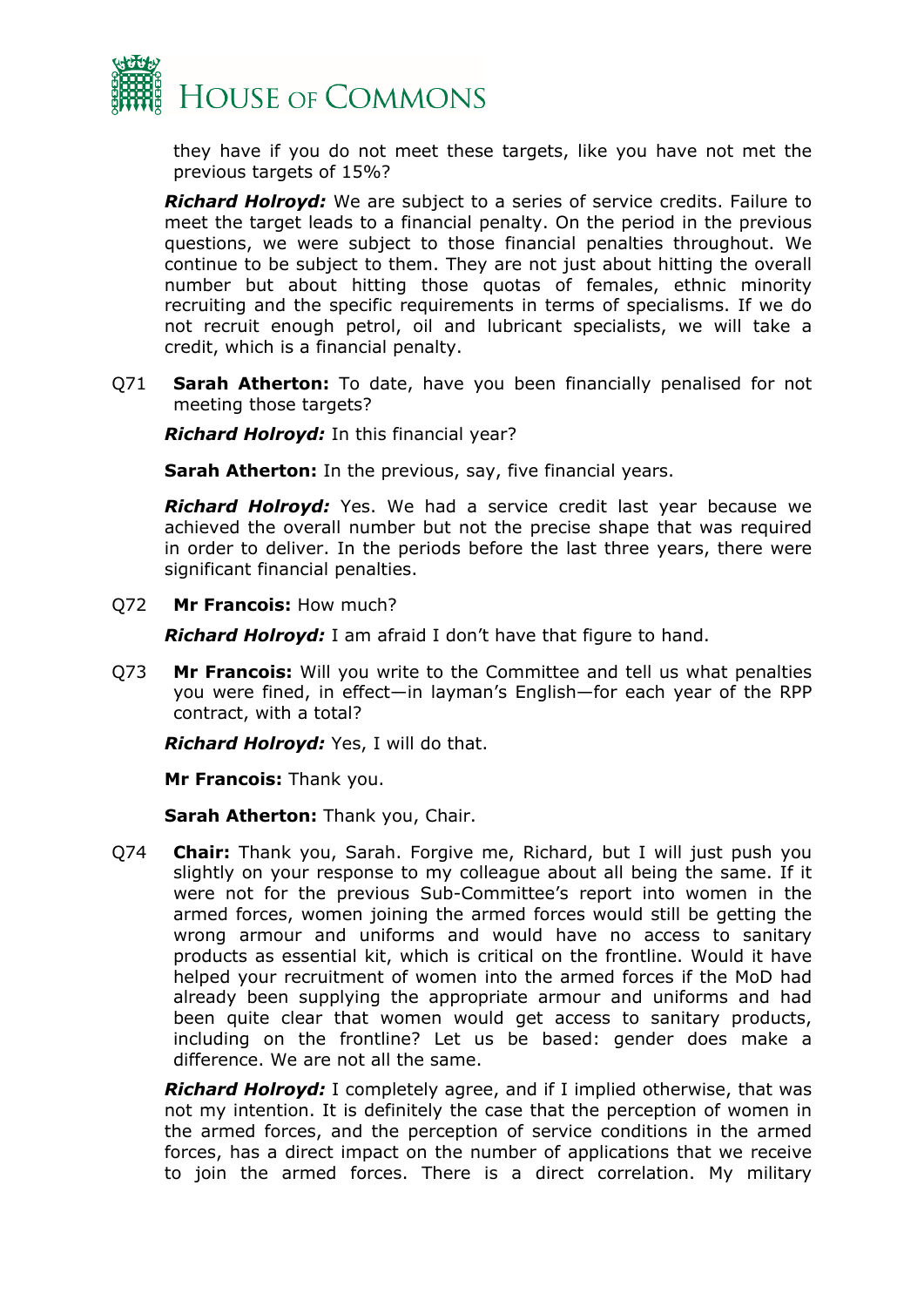they have if you do not meet these targets, like you have not met the previous targets of 15%?

***Richard Holroyd:*** We are subject to a series of service credits. Failure to meet the target leads to a financial penalty. On the period in the previous questions, we were subject to those financial penalties throughout. We continue to be subject to them. They are not just about hitting the overall number but about hitting those quotas of females, ethnic minority recruiting and the specific requirements in terms of specialisms. If we do not recruit enough petrol, oil and lubricant specialists, we will take a credit, which is a financial penalty.

Q71 **Sarah Atherton:** To date, have you been financially penalised for not meeting those targets?

***Richard Holroyd:*** In this financial year?

**Sarah Atherton:** In the previous, say, five financial years.

***Richard Holroyd:*** Yes. We had a service credit last year because we achieved the overall number but not the precise shape that was required in order to deliver. In the periods before the last three years, there were significant financial penalties.

Q72 **Mr Francois:** How much?

***Richard Holroyd:*** I am afraid I don't have that figure to hand.

Q73 **Mr Francois:** Will you write to the Committee and tell us what penalties you were fined, in effect—in layman's English—for each year of the RPP contract, with a total?

***Richard Holroyd:*** Yes, I will do that.

**Mr Francois:** Thank you.

**Sarah Atherton:** Thank you, Chair.

Q74 **Chair:** Thank you, Sarah. Forgive me, Richard, but I will just push you slightly on your response to my colleague about all being the same. If it were not for the previous Sub-Committee's report into women in the armed forces, women joining the armed forces would still be getting the wrong armour and uniforms and would have no access to sanitary products as essential kit, which is critical on the frontline. Would it have helped your recruitment of women into the armed forces if the MoD had already been supplying the appropriate armour and uniforms and had been quite clear that women would get access to sanitary products, including on the frontline? Let us be based: gender does make a difference. We are not all the same.

***Richard Holroyd:*** I completely agree, and if I implied otherwise, that was not my intention. It is definitely the case that the perception of women in the armed forces, and the perception of service conditions in the armed forces, has a direct impact on the number of applications that we receive to join the armed forces. There is a direct correlation. My military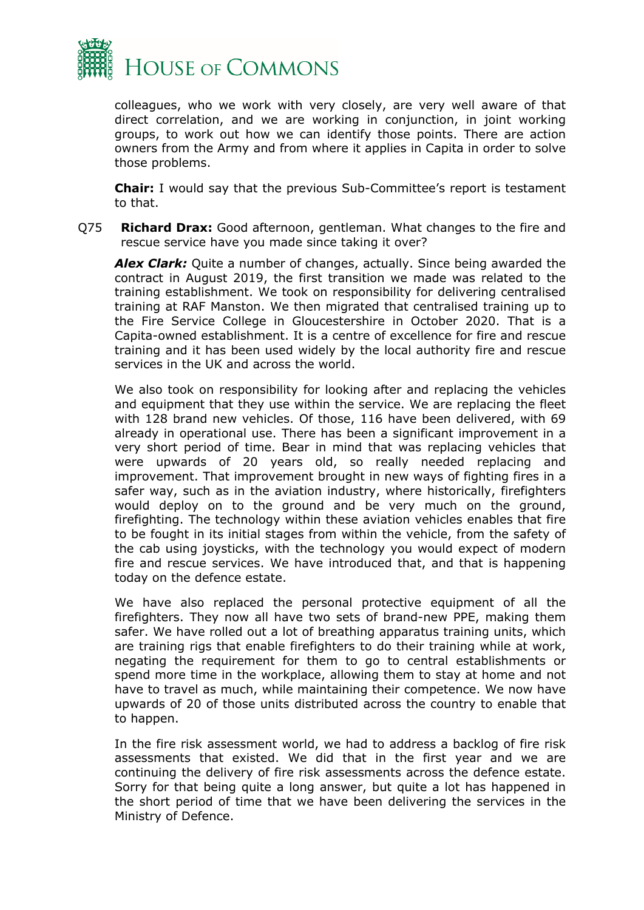colleagues, who we work with very closely, are very well aware of that direct correlation, and we are working in conjunction, in joint working groups, to work out how we can identify those points. There are action owners from the Army and from where it applies in Capita in order to solve those problems.

**Chair:** I would say that the previous Sub-Committee's report is testament to that.

Q75 **Richard Drax:** Good afternoon, gentleman. What changes to the fire and rescue service have you made since taking it over?

***Alex Clark:*** Quite a number of changes, actually. Since being awarded the contract in August 2019, the first transition we made was related to the training establishment. We took on responsibility for delivering centralised training at RAF Manston. We then migrated that centralised training up to the Fire Service College in Gloucestershire in October 2020. That is a Capita-owned establishment. It is a centre of excellence for fire and rescue training and it has been used widely by the local authority fire and rescue services in the UK and across the world.

We also took on responsibility for looking after and replacing the vehicles and equipment that they use within the service. We are replacing the fleet with 128 brand new vehicles. Of those, 116 have been delivered, with 69 already in operational use. There has been a significant improvement in a very short period of time. Bear in mind that was replacing vehicles that were upwards of 20 years old, so really needed replacing and improvement. That improvement brought in new ways of fighting fires in a safer way, such as in the aviation industry, where historically, firefighters would deploy on to the ground and be very much on the ground, firefighting. The technology within these aviation vehicles enables that fire to be fought in its initial stages from within the vehicle, from the safety of the cab using joysticks, with the technology you would expect of modern fire and rescue services. We have introduced that, and that is happening today on the defence estate.

We have also replaced the personal protective equipment of all the firefighters. They now all have two sets of brand-new PPE, making them safer. We have rolled out a lot of breathing apparatus training units, which are training rigs that enable firefighters to do their training while at work, negating the requirement for them to go to central establishments or spend more time in the workplace, allowing them to stay at home and not have to travel as much, while maintaining their competence. We now have upwards of 20 of those units distributed across the country to enable that to happen.

In the fire risk assessment world, we had to address a backlog of fire risk assessments that existed. We did that in the first year and we are continuing the delivery of fire risk assessments across the defence estate. Sorry for that being quite a long answer, but quite a lot has happened in the short period of time that we have been delivering the services in the Ministry of Defence.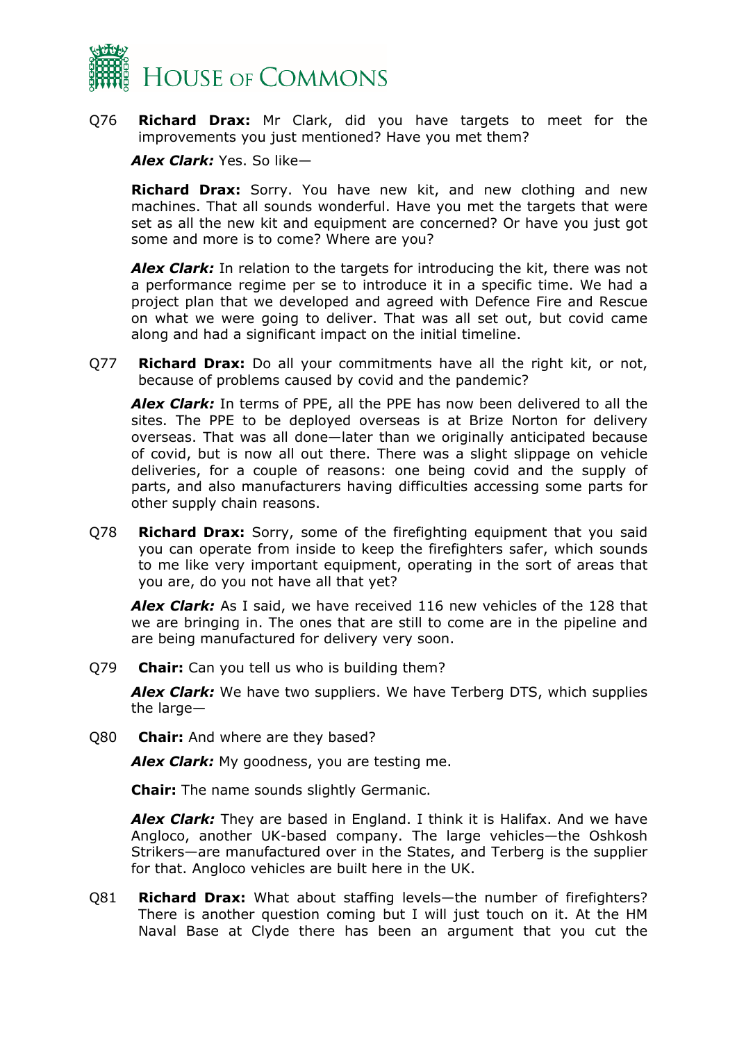Q76 **Richard Drax:** Mr Clark, did you have targets to meet for the improvements you just mentioned? Have you met them?

***Alex Clark:*** Yes. So like—

**Richard Drax:** Sorry. You have new kit, and new clothing and new machines. That all sounds wonderful. Have you met the targets that were set as all the new kit and equipment are concerned? Or have you just got some and more is to come? Where are you?

***Alex Clark:*** In relation to the targets for introducing the kit, there was not a performance regime per se to introduce it in a specific time. We had a project plan that we developed and agreed with Defence Fire and Rescue on what we were going to deliver. That was all set out, but covid came along and had a significant impact on the initial timeline.

Q77 **Richard Drax:** Do all your commitments have all the right kit, or not, because of problems caused by covid and the pandemic?

***Alex Clark:*** In terms of PPE, all the PPE has now been delivered to all the sites. The PPE to be deployed overseas is at Brize Norton for delivery overseas. That was all done—later than we originally anticipated because of covid, but is now all out there. There was a slight slippage on vehicle deliveries, for a couple of reasons: one being covid and the supply of parts, and also manufacturers having difficulties accessing some parts for other supply chain reasons.

Q78 **Richard Drax:** Sorry, some of the firefighting equipment that you said you can operate from inside to keep the firefighters safer, which sounds to me like very important equipment, operating in the sort of areas that you are, do you not have all that yet?

***Alex Clark:*** As I said, we have received 116 new vehicles of the 128 that we are bringing in. The ones that are still to come are in the pipeline and are being manufactured for delivery very soon.

Q79 **Chair:** Can you tell us who is building them?

***Alex Clark:*** We have two suppliers. We have Terberg DTS, which supplies the large—

Q80 **Chair:** And where are they based?

***Alex Clark:*** My goodness, you are testing me.

**Chair:** The name sounds slightly Germanic.

***Alex Clark:*** They are based in England. I think it is Halifax. And we have Angloco, another UK-based company. The large vehicles—the Oshkosh Strikers—are manufactured over in the States, and Terberg is the supplier for that. Angloco vehicles are built here in the UK.

Q81 **Richard Drax:** What about staffing levels—the number of firefighters? There is another question coming but I will just touch on it. At the HM Naval Base at Clyde there has been an argument that you cut the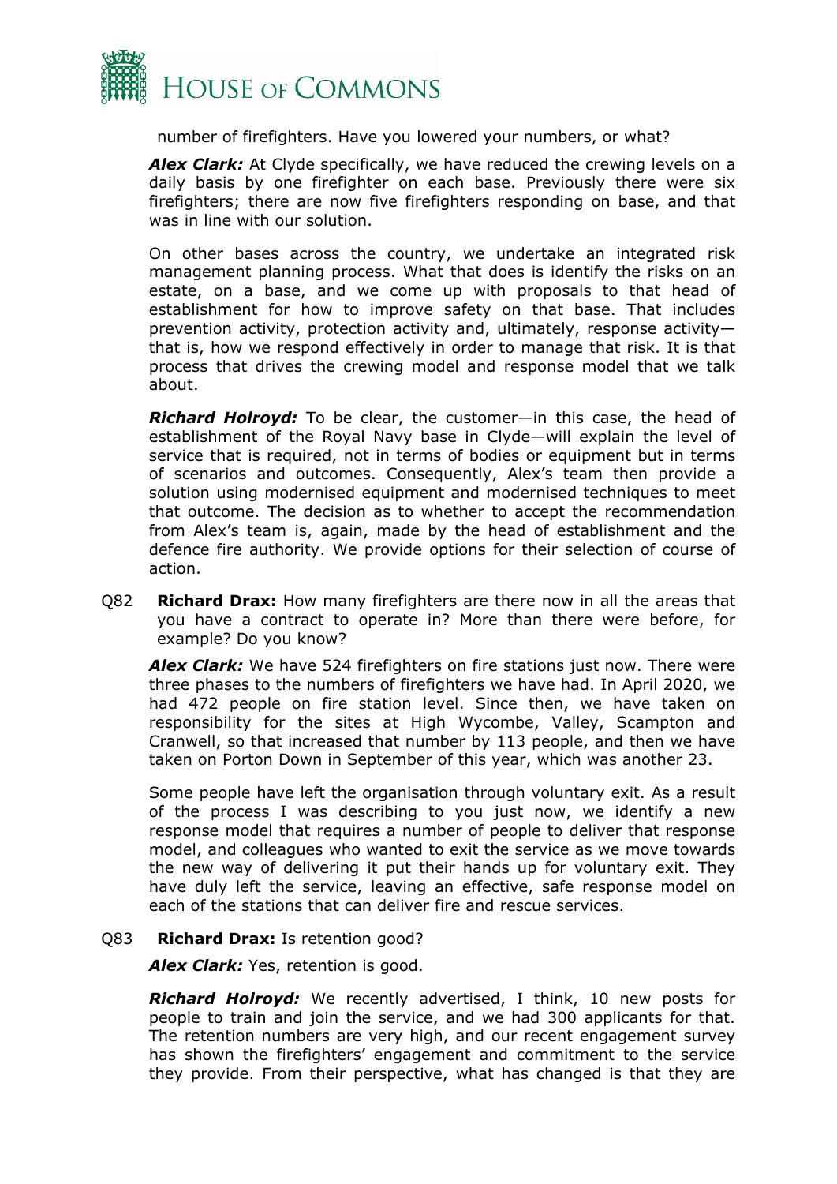number of firefighters. Have you lowered your numbers, or what?

***Alex Clark:*** At Clyde specifically, we have reduced the crewing levels on a daily basis by one firefighter on each base. Previously there were six firefighters; there are now five firefighters responding on base, and that was in line with our solution.

On other bases across the country, we undertake an integrated risk management planning process. What that does is identify the risks on an estate, on a base, and we come up with proposals to that head of establishment for how to improve safety on that base. That includes prevention activity, protection activity and, ultimately, response activity—that is, how we respond effectively in order to manage that risk. It is that process that drives the crewing model and response model that we talk about.

***Richard Holroyd:*** To be clear, the customer—in this case, the head of establishment of the Royal Navy base in Clyde—will explain the level of service that is required, not in terms of bodies or equipment but in terms of scenarios and outcomes. Consequently, Alex's team then provide a solution using modernised equipment and modernised techniques to meet that outcome. The decision as to whether to accept the recommendation from Alex's team is, again, made by the head of establishment and the defence fire authority. We provide options for their selection of course of action.

Q82 **Richard Drax:** How many firefighters are there now in all the areas that you have a contract to operate in? More than there were before, for example? Do you know?

***Alex Clark:*** We have 524 firefighters on fire stations just now. There were three phases to the numbers of firefighters we have had. In April 2020, we had 472 people on fire station level. Since then, we have taken on responsibility for the sites at High Wycombe, Valley, Scampton and Cranwell, so that increased that number by 113 people, and then we have taken on Porton Down in September of this year, which was another 23.

Some people have left the organisation through voluntary exit. As a result of the process I was describing to you just now, we identify a new response model that requires a number of people to deliver that response model, and colleagues who wanted to exit the service as we move towards the new way of delivering it put their hands up for voluntary exit. They have duly left the service, leaving an effective, safe response model on each of the stations that can deliver fire and rescue services.

Q83 **Richard Drax:** Is retention good?

***Alex Clark:*** Yes, retention is good.

***Richard Holroyd:*** We recently advertised, I think, 10 new posts for people to train and join the service, and we had 300 applicants for that. The retention numbers are very high, and our recent engagement survey has shown the firefighters' engagement and commitment to the service they provide. From their perspective, what has changed is that they are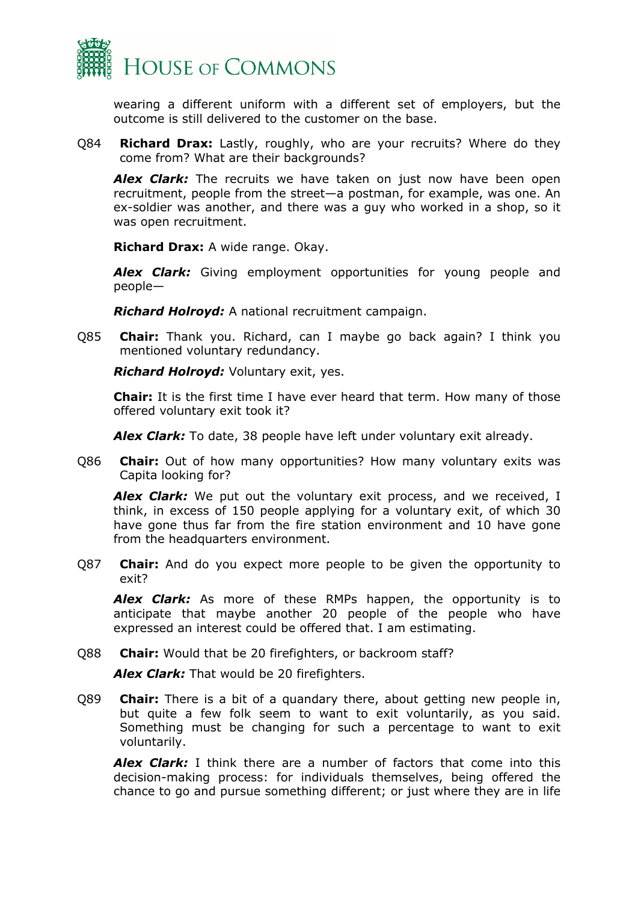wearing a different uniform with a different set of employers, but the outcome is still delivered to the customer on the base.

Q84 **Richard Drax:** Lastly, roughly, who are your recruits? Where do they come from? What are their backgrounds?

***Alex Clark:*** The recruits we have taken on just now have been open recruitment, people from the street—a postman, for example, was one. An ex-soldier was another, and there was a guy who worked in a shop, so it was open recruitment.

**Richard Drax:** A wide range. Okay.

***Alex Clark:*** Giving employment opportunities for young people and people—

***Richard Holroyd:*** A national recruitment campaign.

Q85 **Chair:** Thank you. Richard, can I maybe go back again? I think you mentioned voluntary redundancy.

***Richard Holroyd:*** Voluntary exit, yes.

**Chair:** It is the first time I have ever heard that term. How many of those offered voluntary exit took it?

***Alex Clark:*** To date, 38 people have left under voluntary exit already.

Q86 **Chair:** Out of how many opportunities? How many voluntary exits was Capita looking for?

***Alex Clark:*** We put out the voluntary exit process, and we received, I think, in excess of 150 people applying for a voluntary exit, of which 30 have gone thus far from the fire station environment and 10 have gone from the headquarters environment.

Q87 **Chair:** And do you expect more people to be given the opportunity to exit?

***Alex Clark:*** As more of these RMPs happen, the opportunity is to anticipate that maybe another 20 people of the people who have expressed an interest could be offered that. I am estimating.

Q88 **Chair:** Would that be 20 firefighters, or backroom staff?

***Alex Clark:*** That would be 20 firefighters.

Q89 **Chair:** There is a bit of a quandary there, about getting new people in, but quite a few folk seem to want to exit voluntarily, as you said. Something must be changing for such a percentage to want to exit voluntarily.

***Alex Clark:*** I think there are a number of factors that come into this decision-making process: for individuals themselves, being offered the chance to go and pursue something different; or just where they are in life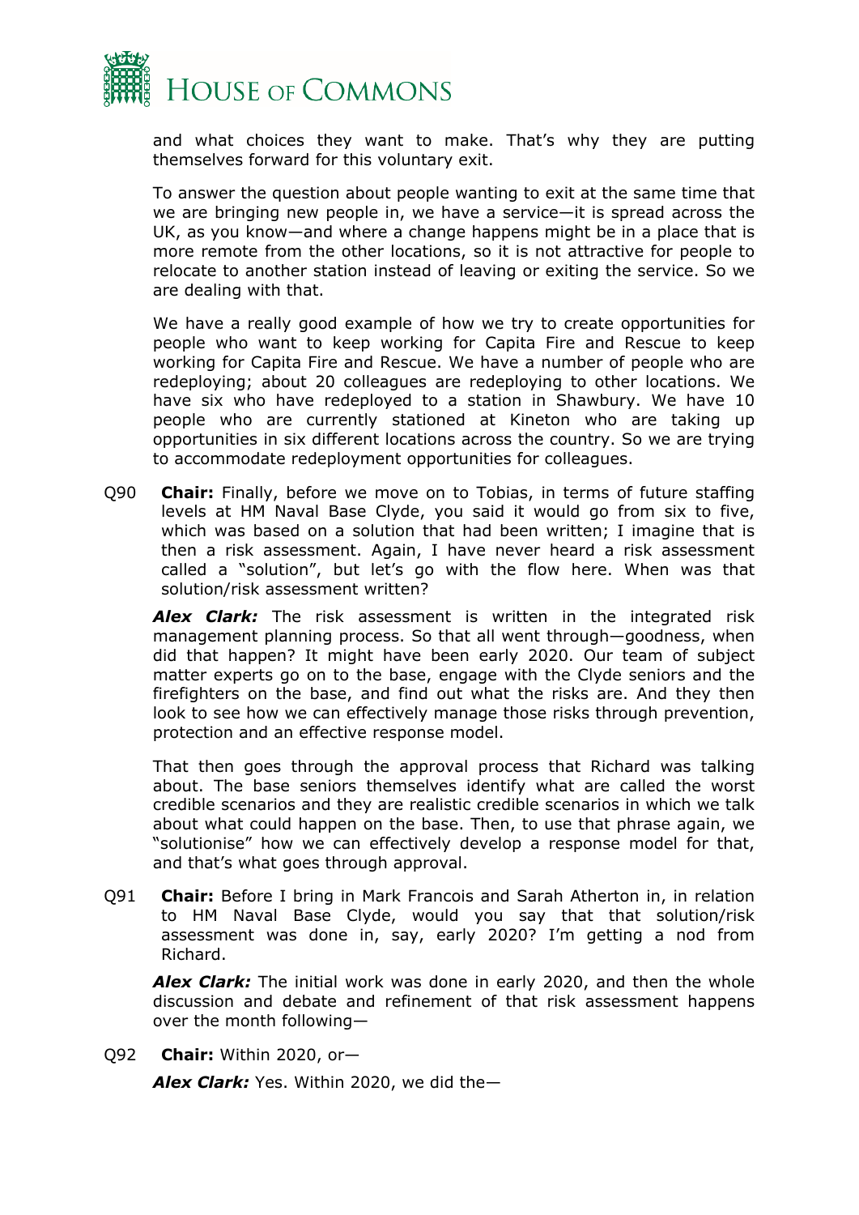and what choices they want to make. That's why they are putting themselves forward for this voluntary exit.

To answer the question about people wanting to exit at the same time that we are bringing new people in, we have a service—it is spread across the UK, as you know—and where a change happens might be in a place that is more remote from the other locations, so it is not attractive for people to relocate to another station instead of leaving or exiting the service. So we are dealing with that.

We have a really good example of how we try to create opportunities for people who want to keep working for Capita Fire and Rescue to keep working for Capita Fire and Rescue. We have a number of people who are redeploying; about 20 colleagues are redeploying to other locations. We have six who have redeployed to a station in Shawbury. We have 10 people who are currently stationed at Kineton who are taking up opportunities in six different locations across the country. So we are trying to accommodate redeployment opportunities for colleagues.

Q90 **Chair:** Finally, before we move on to Tobias, in terms of future staffing levels at HM Naval Base Clyde, you said it would go from six to five, which was based on a solution that had been written; I imagine that is then a risk assessment. Again, I have never heard a risk assessment called a "solution", but let's go with the flow here. When was that solution/risk assessment written?

***Alex Clark:*** The risk assessment is written in the integrated risk management planning process. So that all went through—goodness, when did that happen? It might have been early 2020. Our team of subject matter experts go on to the base, engage with the Clyde seniors and the firefighters on the base, and find out what the risks are. And they then look to see how we can effectively manage those risks through prevention, protection and an effective response model.

That then goes through the approval process that Richard was talking about. The base seniors themselves identify what are called the worst credible scenarios and they are realistic credible scenarios in which we talk about what could happen on the base. Then, to use that phrase again, we "solutionise" how we can effectively develop a response model for that, and that's what goes through approval.

Q91 **Chair:** Before I bring in Mark Francois and Sarah Atherton in, in relation to HM Naval Base Clyde, would you say that that solution/risk assessment was done in, say, early 2020? I'm getting a nod from Richard.

***Alex Clark:*** The initial work was done in early 2020, and then the whole discussion and debate and refinement of that risk assessment happens over the month following—

Q92 **Chair:** Within 2020, or—

***Alex Clark:*** Yes. Within 2020, we did the—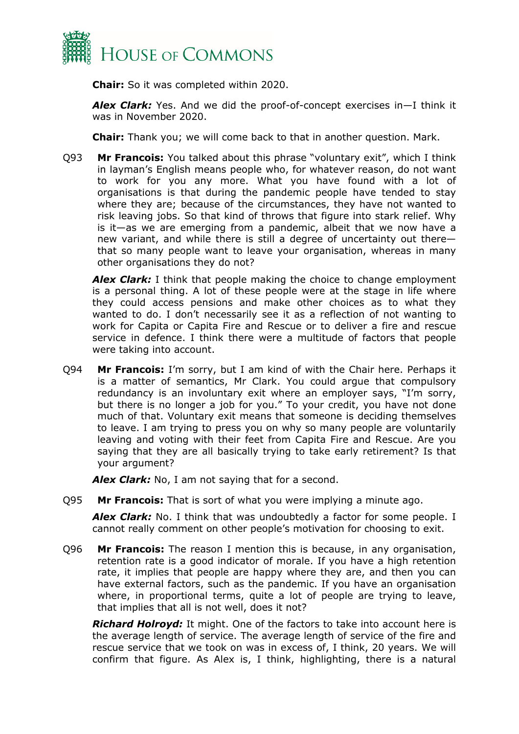**Chair:** So it was completed within 2020.

***Alex Clark:*** Yes. And we did the proof-of-concept exercises in—I think it was in November 2020.

**Chair:** Thank you; we will come back to that in another question. Mark.

Q93 **Mr Francois:** You talked about this phrase "voluntary exit", which I think in layman's English means people who, for whatever reason, do not want to work for you any more. What you have found with a lot of organisations is that during the pandemic people have tended to stay where they are; because of the circumstances, they have not wanted to risk leaving jobs. So that kind of throws that figure into stark relief. Why is it—as we are emerging from a pandemic, albeit that we now have a new variant, and while there is still a degree of uncertainty out there—that so many people want to leave your organisation, whereas in many other organisations they do not?

***Alex Clark:*** I think that people making the choice to change employment is a personal thing. A lot of these people were at the stage in life where they could access pensions and make other choices as to what they wanted to do. I don't necessarily see it as a reflection of not wanting to work for Capita or Capita Fire and Rescue or to deliver a fire and rescue service in defence. I think there were a multitude of factors that people were taking into account.

Q94 **Mr Francois:** I'm sorry, but I am kind of with the Chair here. Perhaps it is a matter of semantics, Mr Clark. You could argue that compulsory redundancy is an involuntary exit where an employer says, "I'm sorry, but there is no longer a job for you." To your credit, you have not done much of that. Voluntary exit means that someone is deciding themselves to leave. I am trying to press you on why so many people are voluntarily leaving and voting with their feet from Capita Fire and Rescue. Are you saying that they are all basically trying to take early retirement? Is that your argument?

***Alex Clark:*** No, I am not saying that for a second.

Q95 **Mr Francois:** That is sort of what you were implying a minute ago.

***Alex Clark:*** No. I think that was undoubtedly a factor for some people. I cannot really comment on other people's motivation for choosing to exit.

Q96 **Mr Francois:** The reason I mention this is because, in any organisation, retention rate is a good indicator of morale. If you have a high retention rate, it implies that people are happy where they are, and then you can have external factors, such as the pandemic. If you have an organisation where, in proportional terms, quite a lot of people are trying to leave, that implies that all is not well, does it not?

***Richard Holroyd:*** It might. One of the factors to take into account here is the average length of service. The average length of service of the fire and rescue service that we took on was in excess of, I think, 20 years. We will confirm that figure. As Alex is, I think, highlighting, there is a natural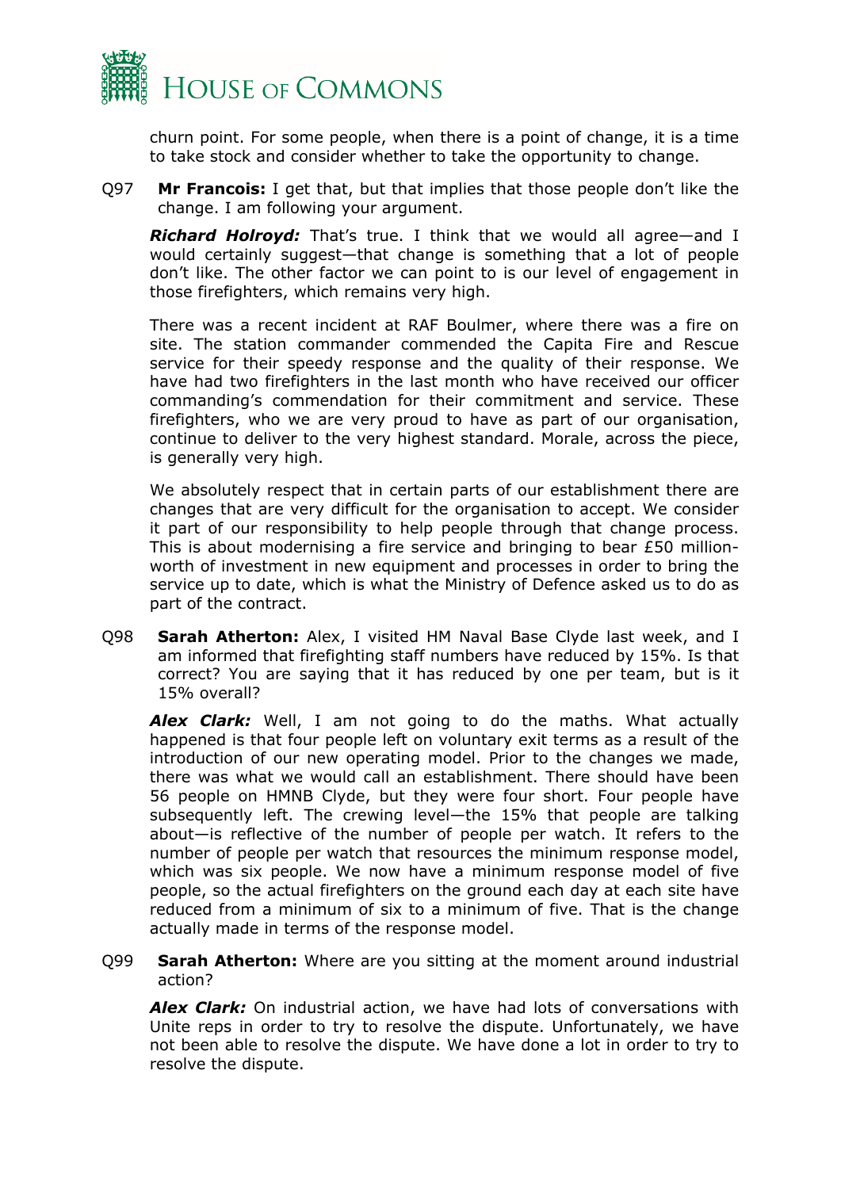churn point. For some people, when there is a point of change, it is a time to take stock and consider whether to take the opportunity to change.

Q97 **Mr Francois:** I get that, but that implies that those people don't like the change. I am following your argument.

***Richard Holroyd:*** That's true. I think that we would all agree—and I would certainly suggest—that change is something that a lot of people don't like. The other factor we can point to is our level of engagement in those firefighters, which remains very high.

There was a recent incident at RAF Boulmer, where there was a fire on site. The station commander commended the Capita Fire and Rescue service for their speedy response and the quality of their response. We have had two firefighters in the last month who have received our officer commanding's commendation for their commitment and service. These firefighters, who we are very proud to have as part of our organisation, continue to deliver to the very highest standard. Morale, across the piece, is generally very high.

We absolutely respect that in certain parts of our establishment there are changes that are very difficult for the organisation to accept. We consider it part of our responsibility to help people through that change process. This is about modernising a fire service and bringing to bear £50 million-worth of investment in new equipment and processes in order to bring the service up to date, which is what the Ministry of Defence asked us to do as part of the contract.

Q98 **Sarah Atherton:** Alex, I visited HM Naval Base Clyde last week, and I am informed that firefighting staff numbers have reduced by 15%. Is that correct? You are saying that it has reduced by one per team, but is it 15% overall?

***Alex Clark:*** Well, I am not going to do the maths. What actually happened is that four people left on voluntary exit terms as a result of the introduction of our new operating model. Prior to the changes we made, there was what we would call an establishment. There should have been 56 people on HMNB Clyde, but they were four short. Four people have subsequently left. The crewing level—the 15% that people are talking about—is reflective of the number of people per watch. It refers to the number of people per watch that resources the minimum response model, which was six people. We now have a minimum response model of five people, so the actual firefighters on the ground each day at each site have reduced from a minimum of six to a minimum of five. That is the change actually made in terms of the response model.

Q99 **Sarah Atherton:** Where are you sitting at the moment around industrial action?

***Alex Clark:*** On industrial action, we have had lots of conversations with Unite reps in order to try to resolve the dispute. Unfortunately, we have not been able to resolve the dispute. We have done a lot in order to try to resolve the dispute.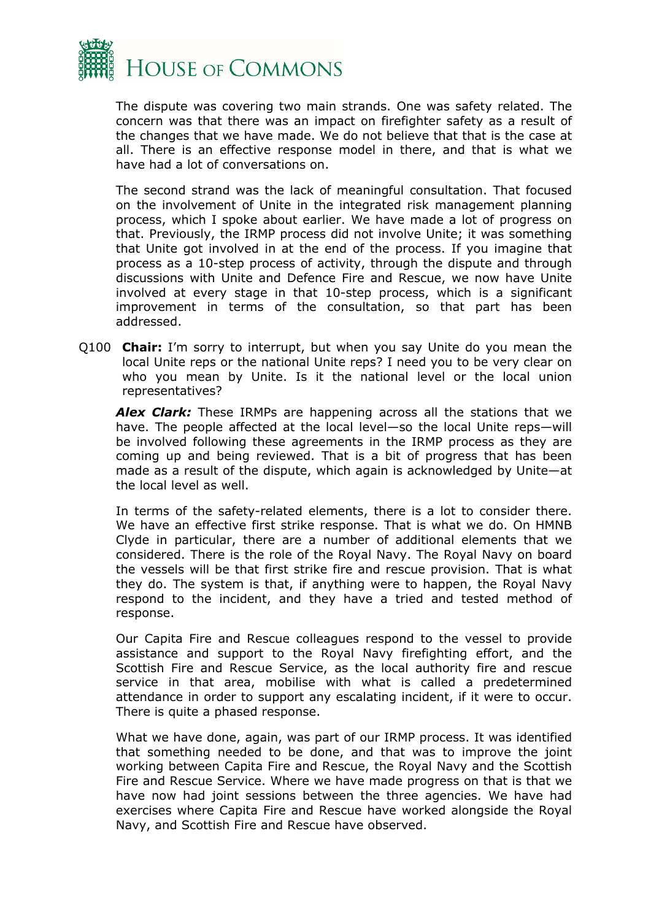The dispute was covering two main strands. One was safety related. The concern was that there was an impact on firefighter safety as a result of the changes that we have made. We do not believe that that is the case at all. There is an effective response model in there, and that is what we have had a lot of conversations on.

The second strand was the lack of meaningful consultation. That focused on the involvement of Unite in the integrated risk management planning process, which I spoke about earlier. We have made a lot of progress on that. Previously, the IRMP process did not involve Unite; it was something that Unite got involved in at the end of the process. If you imagine that process as a 10-step process of activity, through the dispute and through discussions with Unite and Defence Fire and Rescue, we now have Unite involved at every stage in that 10-step process, which is a significant improvement in terms of the consultation, so that part has been addressed.

Q100 **Chair:** I'm sorry to interrupt, but when you say Unite do you mean the local Unite reps or the national Unite reps? I need you to be very clear on who you mean by Unite. Is it the national level or the local union representatives?

***Alex Clark:*** These IRMPs are happening across all the stations that we have. The people affected at the local level—so the local Unite reps—will be involved following these agreements in the IRMP process as they are coming up and being reviewed. That is a bit of progress that has been made as a result of the dispute, which again is acknowledged by Unite—at the local level as well.

In terms of the safety-related elements, there is a lot to consider there. We have an effective first strike response. That is what we do. On HMNB Clyde in particular, there are a number of additional elements that we considered. There is the role of the Royal Navy. The Royal Navy on board the vessels will be that first strike fire and rescue provision. That is what they do. The system is that, if anything were to happen, the Royal Navy respond to the incident, and they have a tried and tested method of response.

Our Capita Fire and Rescue colleagues respond to the vessel to provide assistance and support to the Royal Navy firefighting effort, and the Scottish Fire and Rescue Service, as the local authority fire and rescue service in that area, mobilise with what is called a predetermined attendance in order to support any escalating incident, if it were to occur. There is quite a phased response.

What we have done, again, was part of our IRMP process. It was identified that something needed to be done, and that was to improve the joint working between Capita Fire and Rescue, the Royal Navy and the Scottish Fire and Rescue Service. Where we have made progress on that is that we have now had joint sessions between the three agencies. We have had exercises where Capita Fire and Rescue have worked alongside the Royal Navy, and Scottish Fire and Rescue have observed.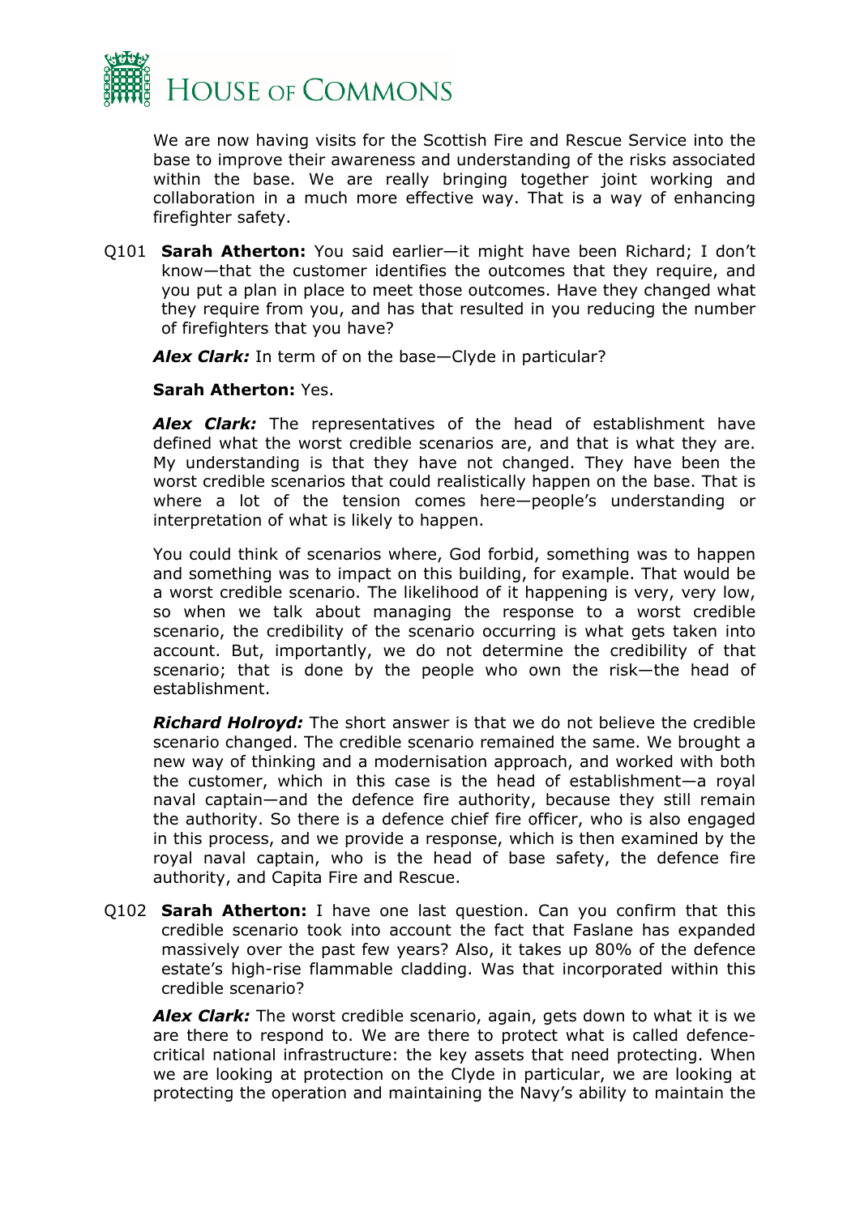We are now having visits for the Scottish Fire and Rescue Service into the base to improve their awareness and understanding of the risks associated within the base. We are really bringing together joint working and collaboration in a much more effective way. That is a way of enhancing firefighter safety.

Q101 **Sarah Atherton:** You said earlier—it might have been Richard; I don't know—that the customer identifies the outcomes that they require, and you put a plan in place to meet those outcomes. Have they changed what they require from you, and has that resulted in you reducing the number of firefighters that you have?

***Alex Clark:*** In term of on the base—Clyde in particular?

**Sarah Atherton:** Yes.

***Alex Clark:*** The representatives of the head of establishment have defined what the worst credible scenarios are, and that is what they are. My understanding is that they have not changed. They have been the worst credible scenarios that could realistically happen on the base. That is where a lot of the tension comes here—people's understanding or interpretation of what is likely to happen.

You could think of scenarios where, God forbid, something was to happen and something was to impact on this building, for example. That would be a worst credible scenario. The likelihood of it happening is very, very low, so when we talk about managing the response to a worst credible scenario, the credibility of the scenario occurring is what gets taken into account. But, importantly, we do not determine the credibility of that scenario; that is done by the people who own the risk—the head of establishment.

***Richard Holroyd:*** The short answer is that we do not believe the credible scenario changed. The credible scenario remained the same. We brought a new way of thinking and a modernisation approach, and worked with both the customer, which in this case is the head of establishment—a royal naval captain—and the defence fire authority, because they still remain the authority. So there is a defence chief fire officer, who is also engaged in this process, and we provide a response, which is then examined by the royal naval captain, who is the head of base safety, the defence fire authority, and Capita Fire and Rescue.

Q102 **Sarah Atherton:** I have one last question. Can you confirm that this credible scenario took into account the fact that Faslane has expanded massively over the past few years? Also, it takes up 80% of the defence estate's high-rise flammable cladding. Was that incorporated within this credible scenario?

***Alex Clark:*** The worst credible scenario, again, gets down to what it is we are there to respond to. We are there to protect what is called defence-critical national infrastructure: the key assets that need protecting. When we are looking at protection on the Clyde in particular, we are looking at protecting the operation and maintaining the Navy's ability to maintain the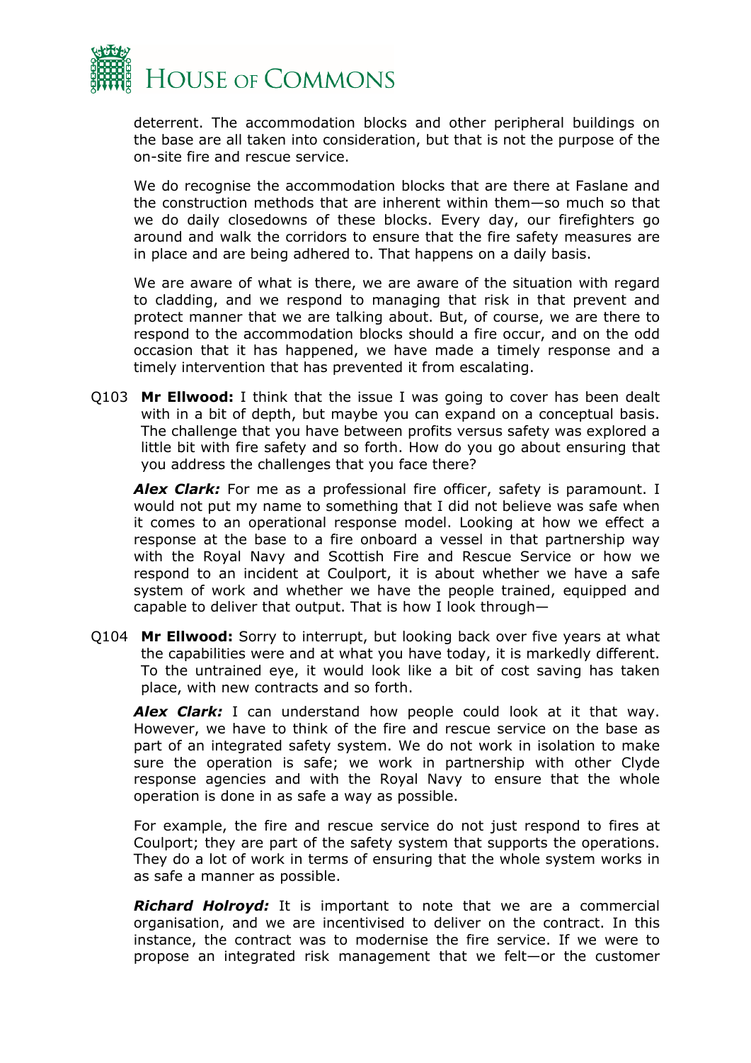deterrent. The accommodation blocks and other peripheral buildings on the base are all taken into consideration, but that is not the purpose of the on-site fire and rescue service.

We do recognise the accommodation blocks that are there at Faslane and the construction methods that are inherent within them—so much so that we do daily closedowns of these blocks. Every day, our firefighters go around and walk the corridors to ensure that the fire safety measures are in place and are being adhered to. That happens on a daily basis.

We are aware of what is there, we are aware of the situation with regard to cladding, and we respond to managing that risk in that prevent and protect manner that we are talking about. But, of course, we are there to respond to the accommodation blocks should a fire occur, and on the odd occasion that it has happened, we have made a timely response and a timely intervention that has prevented it from escalating.

Q103 **Mr Ellwood:** I think that the issue I was going to cover has been dealt with in a bit of depth, but maybe you can expand on a conceptual basis. The challenge that you have between profits versus safety was explored a little bit with fire safety and so forth. How do you go about ensuring that you address the challenges that you face there?

***Alex Clark:*** For me as a professional fire officer, safety is paramount. I would not put my name to something that I did not believe was safe when it comes to an operational response model. Looking at how we effect a response at the base to a fire onboard a vessel in that partnership way with the Royal Navy and Scottish Fire and Rescue Service or how we respond to an incident at Coulport, it is about whether we have a safe system of work and whether we have the people trained, equipped and capable to deliver that output. That is how I look through—

Q104 **Mr Ellwood:** Sorry to interrupt, but looking back over five years at what the capabilities were and at what you have today, it is markedly different. To the untrained eye, it would look like a bit of cost saving has taken place, with new contracts and so forth.

***Alex Clark:*** I can understand how people could look at it that way. However, we have to think of the fire and rescue service on the base as part of an integrated safety system. We do not work in isolation to make sure the operation is safe; we work in partnership with other Clyde response agencies and with the Royal Navy to ensure that the whole operation is done in as safe a way as possible.

For example, the fire and rescue service do not just respond to fires at Coulport; they are part of the safety system that supports the operations. They do a lot of work in terms of ensuring that the whole system works in as safe a manner as possible.

***Richard Holroyd:*** It is important to note that we are a commercial organisation, and we are incentivised to deliver on the contract. In this instance, the contract was to modernise the fire service. If we were to propose an integrated risk management that we felt—or the customer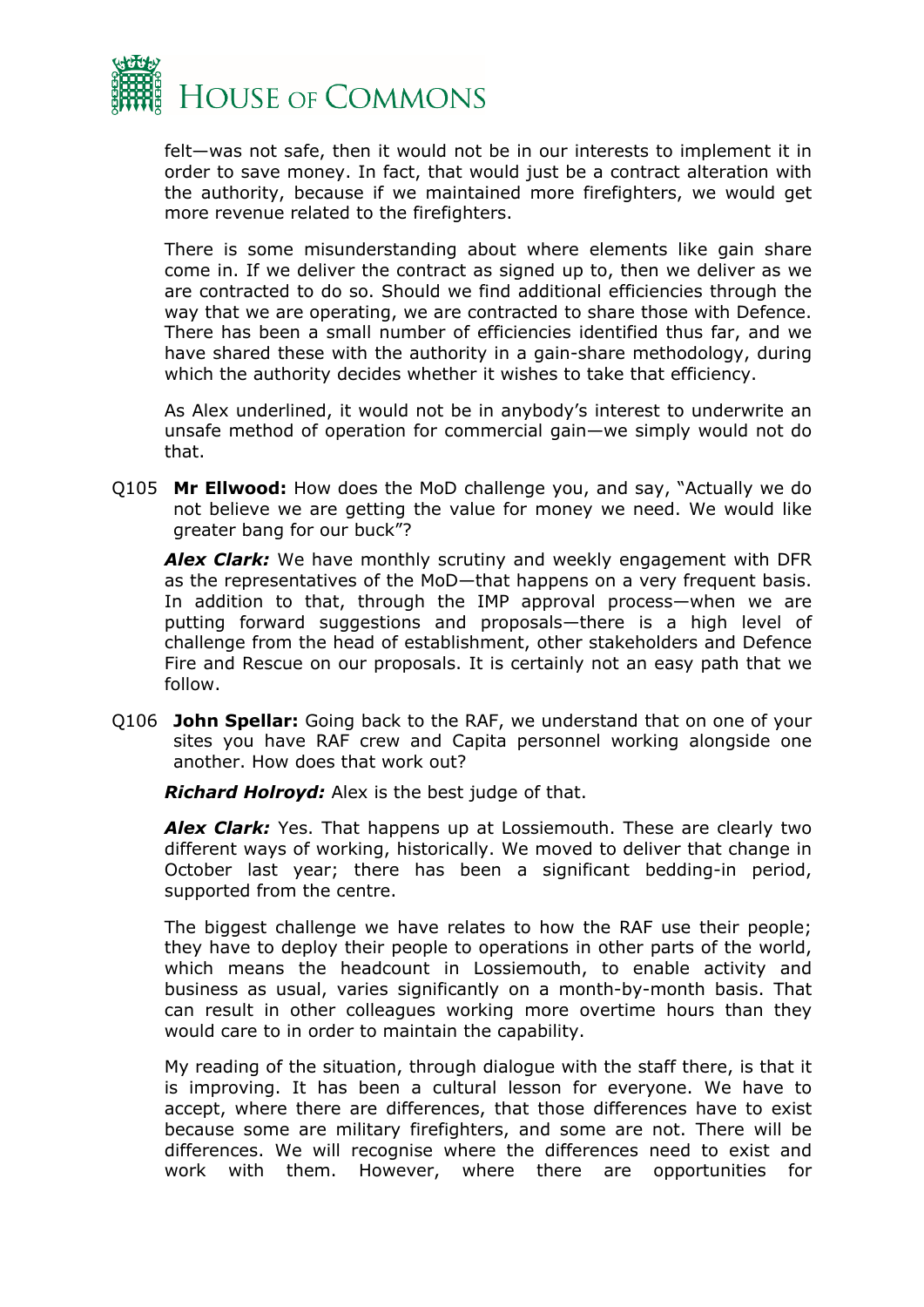felt—was not safe, then it would not be in our interests to implement it in order to save money. In fact, that would just be a contract alteration with the authority, because if we maintained more firefighters, we would get more revenue related to the firefighters.

There is some misunderstanding about where elements like gain share come in. If we deliver the contract as signed up to, then we deliver as we are contracted to do so. Should we find additional efficiencies through the way that we are operating, we are contracted to share those with Defence. There has been a small number of efficiencies identified thus far, and we have shared these with the authority in a gain-share methodology, during which the authority decides whether it wishes to take that efficiency.

As Alex underlined, it would not be in anybody's interest to underwrite an unsafe method of operation for commercial gain—we simply would not do that.

Q105 **Mr Ellwood:** How does the MoD challenge you, and say, "Actually we do not believe we are getting the value for money we need. We would like greater bang for our buck"?

***Alex Clark:*** We have monthly scrutiny and weekly engagement with DFR as the representatives of the MoD—that happens on a very frequent basis. In addition to that, through the IMP approval process—when we are putting forward suggestions and proposals—there is a high level of challenge from the head of establishment, other stakeholders and Defence Fire and Rescue on our proposals. It is certainly not an easy path that we follow.

Q106 **John Spellar:** Going back to the RAF, we understand that on one of your sites you have RAF crew and Capita personnel working alongside one another. How does that work out?

***Richard Holroyd:*** Alex is the best judge of that.

***Alex Clark:*** Yes. That happens up at Lossiemouth. These are clearly two different ways of working, historically. We moved to deliver that change in October last year; there has been a significant bedding-in period, supported from the centre.

The biggest challenge we have relates to how the RAF use their people; they have to deploy their people to operations in other parts of the world, which means the headcount in Lossiemouth, to enable activity and business as usual, varies significantly on a month-by-month basis. That can result in other colleagues working more overtime hours than they would care to in order to maintain the capability.

My reading of the situation, through dialogue with the staff there, is that it is improving. It has been a cultural lesson for everyone. We have to accept, where there are differences, that those differences have to exist because some are military firefighters, and some are not. There will be differences. We will recognise where the differences need to exist and work with them. However, where there are opportunities for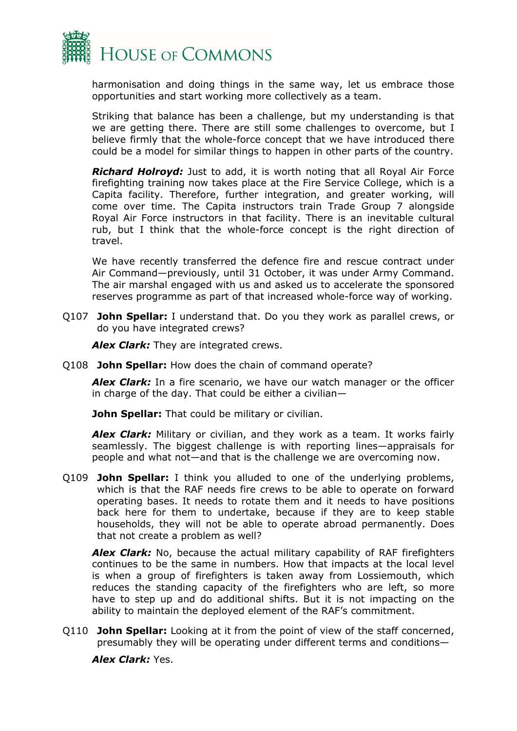harmonisation and doing things in the same way, let us embrace those opportunities and start working more collectively as a team.

Striking that balance has been a challenge, but my understanding is that we are getting there. There are still some challenges to overcome, but I believe firmly that the whole-force concept that we have introduced there could be a model for similar things to happen in other parts of the country.

***Richard Holroyd:*** Just to add, it is worth noting that all Royal Air Force firefighting training now takes place at the Fire Service College, which is a Capita facility. Therefore, further integration, and greater working, will come over time. The Capita instructors train Trade Group 7 alongside Royal Air Force instructors in that facility. There is an inevitable cultural rub, but I think that the whole-force concept is the right direction of travel.

We have recently transferred the defence fire and rescue contract under Air Command—previously, until 31 October, it was under Army Command. The air marshal engaged with us and asked us to accelerate the sponsored reserves programme as part of that increased whole-force way of working.

Q107 **John Spellar:** I understand that. Do you they work as parallel crews, or do you have integrated crews?

***Alex Clark:*** They are integrated crews.

Q108 **John Spellar:** How does the chain of command operate?

***Alex Clark:*** In a fire scenario, we have our watch manager or the officer in charge of the day. That could be either a civilian—

**John Spellar:** That could be military or civilian.

***Alex Clark:*** Military or civilian, and they work as a team. It works fairly seamlessly. The biggest challenge is with reporting lines—appraisals for people and what not—and that is the challenge we are overcoming now.

Q109 **John Spellar:** I think you alluded to one of the underlying problems, which is that the RAF needs fire crews to be able to operate on forward operating bases. It needs to rotate them and it needs to have positions back here for them to undertake, because if they are to keep stable households, they will not be able to operate abroad permanently. Does that not create a problem as well?

***Alex Clark:*** No, because the actual military capability of RAF firefighters continues to be the same in numbers. How that impacts at the local level is when a group of firefighters is taken away from Lossiemouth, which reduces the standing capacity of the firefighters who are left, so more have to step up and do additional shifts. But it is not impacting on the ability to maintain the deployed element of the RAF's commitment.

Q110 **John Spellar:** Looking at it from the point of view of the staff concerned, presumably they will be operating under different terms and conditions—

***Alex Clark:*** Yes.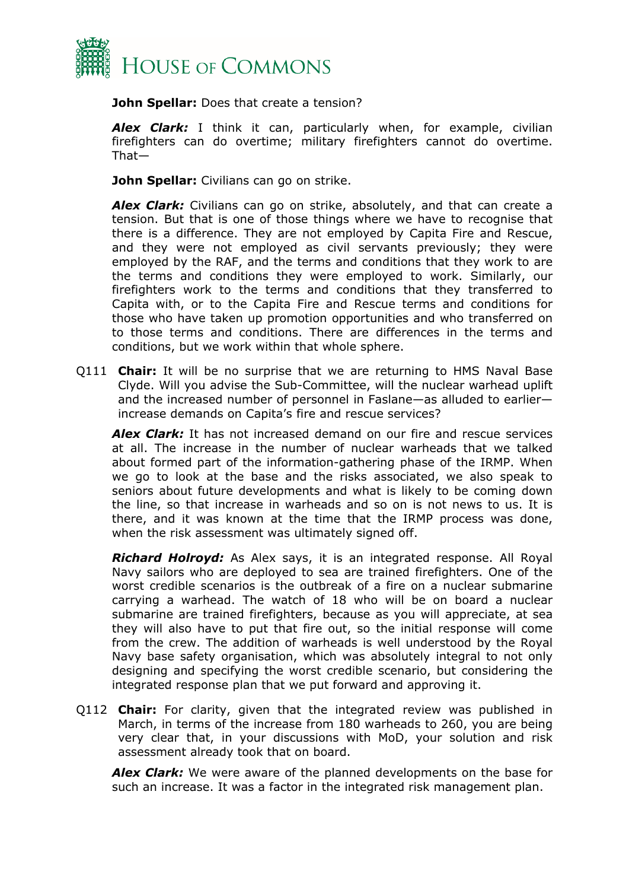**John Spellar:** Does that create a tension?

***Alex Clark:*** I think it can, particularly when, for example, civilian firefighters can do overtime; military firefighters cannot do overtime. That—

**John Spellar:** Civilians can go on strike.

***Alex Clark:*** Civilians can go on strike, absolutely, and that can create a tension. But that is one of those things where we have to recognise that there is a difference. They are not employed by Capita Fire and Rescue, and they were not employed as civil servants previously; they were employed by the RAF, and the terms and conditions that they work to are the terms and conditions they were employed to work. Similarly, our firefighters work to the terms and conditions that they transferred to Capita with, or to the Capita Fire and Rescue terms and conditions for those who have taken up promotion opportunities and who transferred on to those terms and conditions. There are differences in the terms and conditions, but we work within that whole sphere.

Q111 **Chair:** It will be no surprise that we are returning to HMS Naval Base Clyde. Will you advise the Sub-Committee, will the nuclear warhead uplift and the increased number of personnel in Faslane—as alluded to earlier—increase demands on Capita's fire and rescue services?

***Alex Clark:*** It has not increased demand on our fire and rescue services at all. The increase in the number of nuclear warheads that we talked about formed part of the information-gathering phase of the IRMP. When we go to look at the base and the risks associated, we also speak to seniors about future developments and what is likely to be coming down the line, so that increase in warheads and so on is not news to us. It is there, and it was known at the time that the IRMP process was done, when the risk assessment was ultimately signed off.

***Richard Holroyd:*** As Alex says, it is an integrated response. All Royal Navy sailors who are deployed to sea are trained firefighters. One of the worst credible scenarios is the outbreak of a fire on a nuclear submarine carrying a warhead. The watch of 18 who will be on board a nuclear submarine are trained firefighters, because as you will appreciate, at sea they will also have to put that fire out, so the initial response will come from the crew. The addition of warheads is well understood by the Royal Navy base safety organisation, which was absolutely integral to not only designing and specifying the worst credible scenario, but considering the integrated response plan that we put forward and approving it.

Q112 **Chair:** For clarity, given that the integrated review was published in March, in terms of the increase from 180 warheads to 260, you are being very clear that, in your discussions with MoD, your solution and risk assessment already took that on board.

***Alex Clark:*** We were aware of the planned developments on the base for such an increase. It was a factor in the integrated risk management plan.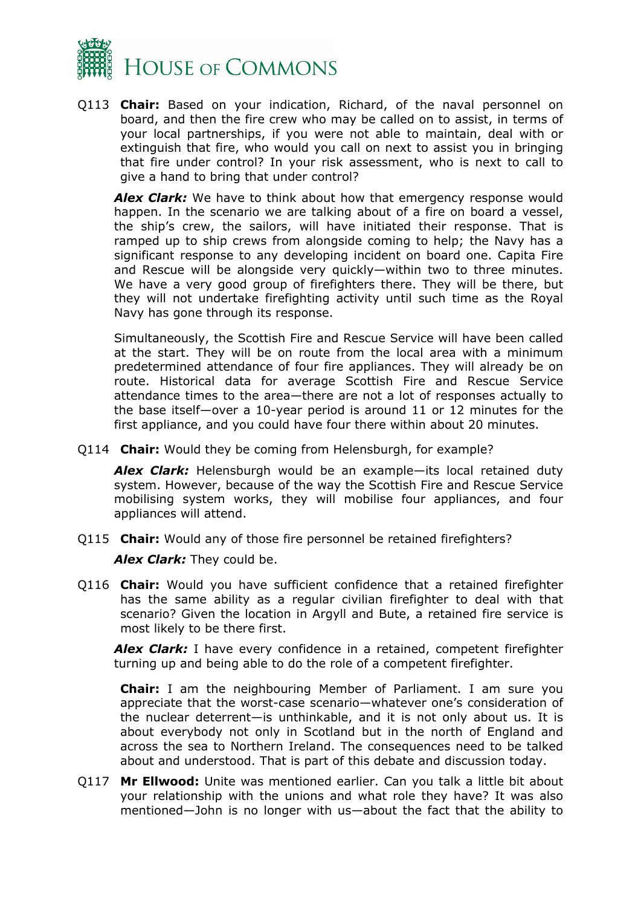Q113 **Chair:** Based on your indication, Richard, of the naval personnel on board, and then the fire crew who may be called on to assist, in terms of your local partnerships, if you were not able to maintain, deal with or extinguish that fire, who would you call on next to assist you in bringing that fire under control? In your risk assessment, who is next to call to give a hand to bring that under control?

***Alex Clark:*** We have to think about how that emergency response would happen. In the scenario we are talking about of a fire on board a vessel, the ship's crew, the sailors, will have initiated their response. That is ramped up to ship crews from alongside coming to help; the Navy has a significant response to any developing incident on board one. Capita Fire and Rescue will be alongside very quickly—within two to three minutes. We have a very good group of firefighters there. They will be there, but they will not undertake firefighting activity until such time as the Royal Navy has gone through its response.

Simultaneously, the Scottish Fire and Rescue Service will have been called at the start. They will be on route from the local area with a minimum predetermined attendance of four fire appliances. They will already be on route. Historical data for average Scottish Fire and Rescue Service attendance times to the area—there are not a lot of responses actually to the base itself—over a 10-year period is around 11 or 12 minutes for the first appliance, and you could have four there within about 20 minutes.

Q114 **Chair:** Would they be coming from Helensburgh, for example?

***Alex Clark:*** Helensburgh would be an example—its local retained duty system. However, because of the way the Scottish Fire and Rescue Service mobilising system works, they will mobilise four appliances, and four appliances will attend.

Q115 **Chair:** Would any of those fire personnel be retained firefighters?

***Alex Clark:*** They could be.

Q116 **Chair:** Would you have sufficient confidence that a retained firefighter has the same ability as a regular civilian firefighter to deal with that scenario? Given the location in Argyll and Bute, a retained fire service is most likely to be there first.

***Alex Clark:*** I have every confidence in a retained, competent firefighter turning up and being able to do the role of a competent firefighter.

**Chair:** I am the neighbouring Member of Parliament. I am sure you appreciate that the worst-case scenario—whatever one's consideration of the nuclear deterrent—is unthinkable, and it is not only about us. It is about everybody not only in Scotland but in the north of England and across the sea to Northern Ireland. The consequences need to be talked about and understood. That is part of this debate and discussion today.

Q117 **Mr Ellwood:** Unite was mentioned earlier. Can you talk a little bit about your relationship with the unions and what role they have? It was also mentioned—John is no longer with us—about the fact that the ability to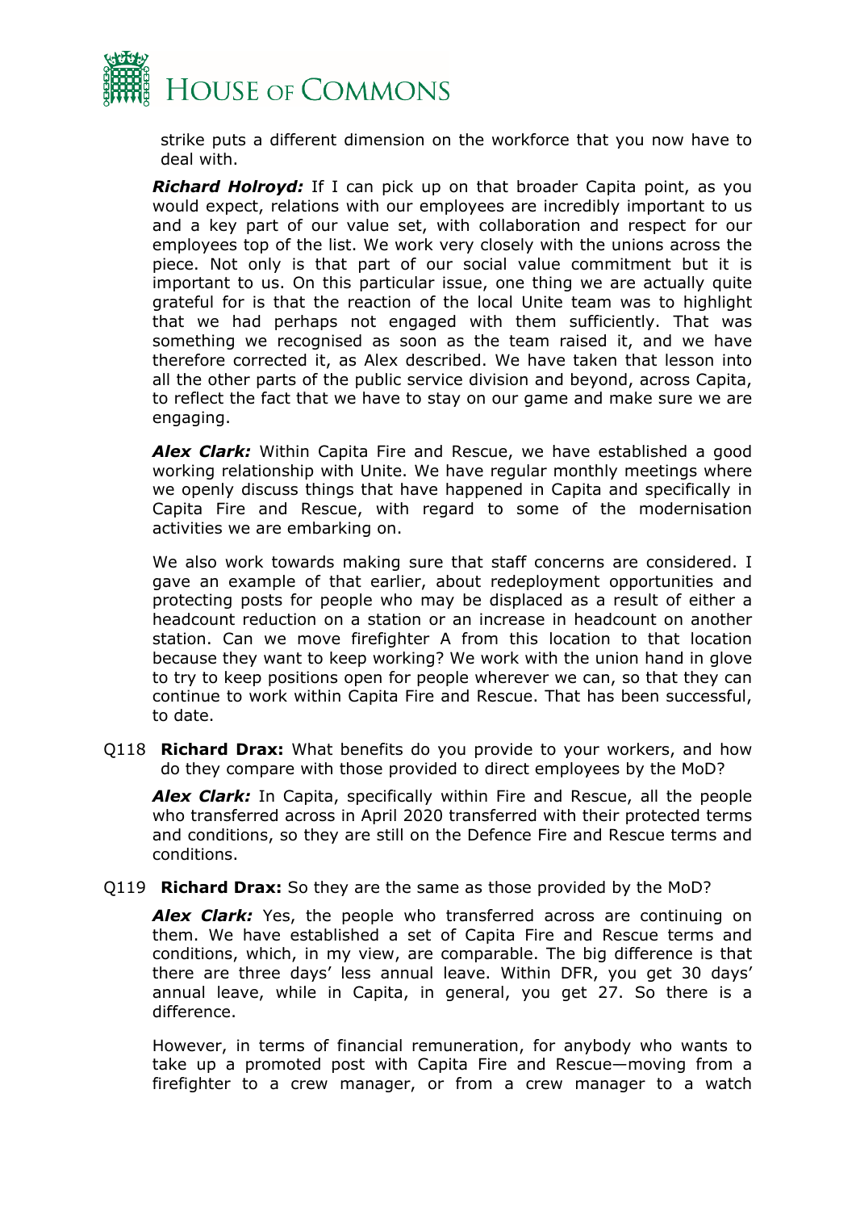strike puts a different dimension on the workforce that you now have to deal with.

***Richard Holroyd:*** If I can pick up on that broader Capita point, as you would expect, relations with our employees are incredibly important to us and a key part of our value set, with collaboration and respect for our employees top of the list. We work very closely with the unions across the piece. Not only is that part of our social value commitment but it is important to us. On this particular issue, one thing we are actually quite grateful for is that the reaction of the local Unite team was to highlight that we had perhaps not engaged with them sufficiently. That was something we recognised as soon as the team raised it, and we have therefore corrected it, as Alex described. We have taken that lesson into all the other parts of the public service division and beyond, across Capita, to reflect the fact that we have to stay on our game and make sure we are engaging.

***Alex Clark:*** Within Capita Fire and Rescue, we have established a good working relationship with Unite. We have regular monthly meetings where we openly discuss things that have happened in Capita and specifically in Capita Fire and Rescue, with regard to some of the modernisation activities we are embarking on.

We also work towards making sure that staff concerns are considered. I gave an example of that earlier, about redeployment opportunities and protecting posts for people who may be displaced as a result of either a headcount reduction on a station or an increase in headcount on another station. Can we move firefighter A from this location to that location because they want to keep working? We work with the union hand in glove to try to keep positions open for people wherever we can, so that they can continue to work within Capita Fire and Rescue. That has been successful, to date.

Q118 **Richard Drax:** What benefits do you provide to your workers, and how do they compare with those provided to direct employees by the MoD?

***Alex Clark:*** In Capita, specifically within Fire and Rescue, all the people who transferred across in April 2020 transferred with their protected terms and conditions, so they are still on the Defence Fire and Rescue terms and conditions.

Q119 **Richard Drax:** So they are the same as those provided by the MoD?

***Alex Clark:*** Yes, the people who transferred across are continuing on them. We have established a set of Capita Fire and Rescue terms and conditions, which, in my view, are comparable. The big difference is that there are three days' less annual leave. Within DFR, you get 30 days' annual leave, while in Capita, in general, you get 27. So there is a difference.

However, in terms of financial remuneration, for anybody who wants to take up a promoted post with Capita Fire and Rescue—moving from a firefighter to a crew manager, or from a crew manager to a watch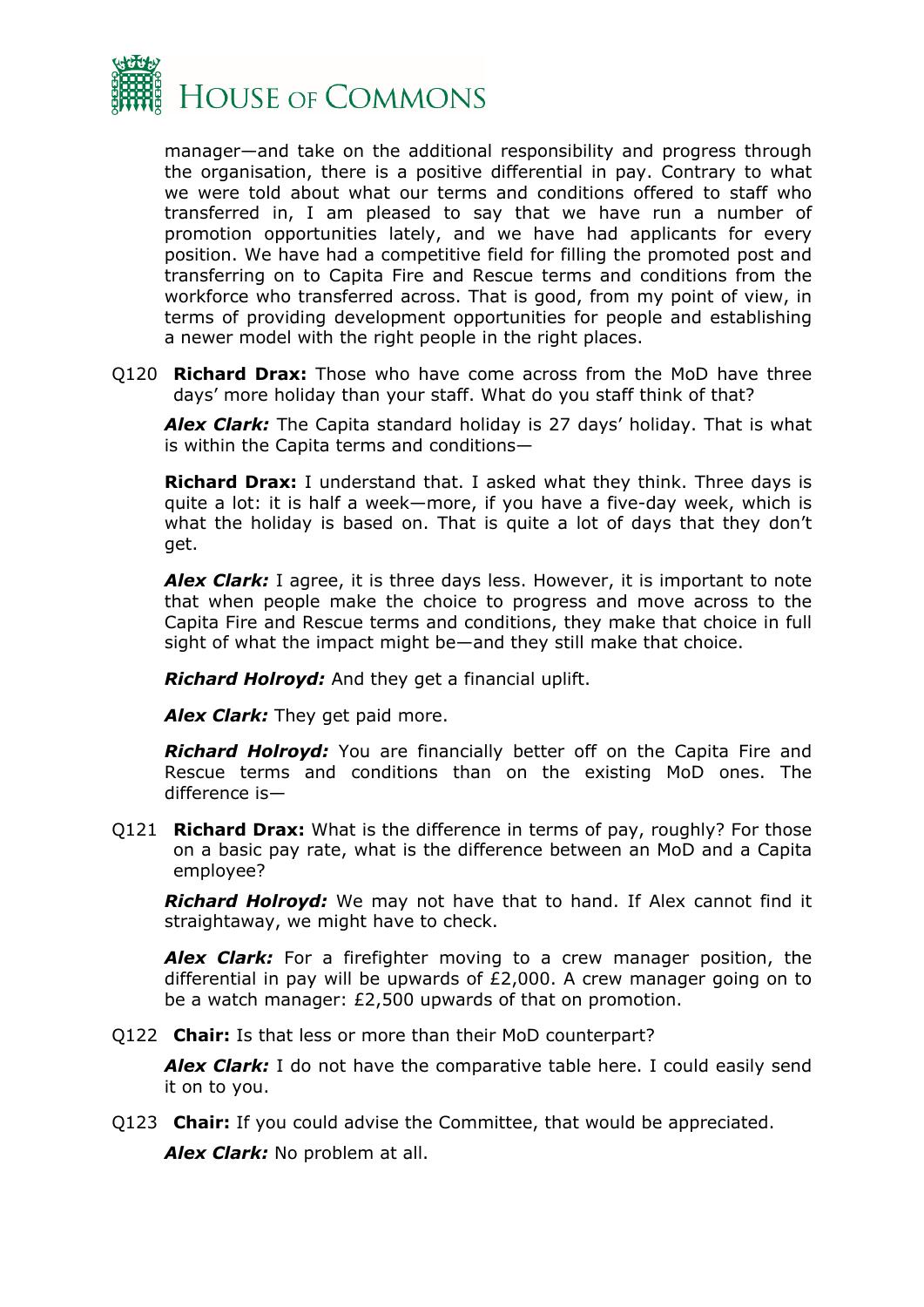manager—and take on the additional responsibility and progress through the organisation, there is a positive differential in pay. Contrary to what we were told about what our terms and conditions offered to staff who transferred in, I am pleased to say that we have run a number of promotion opportunities lately, and we have had applicants for every position. We have had a competitive field for filling the promoted post and transferring on to Capita Fire and Rescue terms and conditions from the workforce who transferred across. That is good, from my point of view, in terms of providing development opportunities for people and establishing a newer model with the right people in the right places.

Q120 **Richard Drax:** Those who have come across from the MoD have three days' more holiday than your staff. What do you staff think of that?

***Alex Clark:*** The Capita standard holiday is 27 days' holiday. That is what is within the Capita terms and conditions—

**Richard Drax:** I understand that. I asked what they think. Three days is quite a lot: it is half a week—more, if you have a five-day week, which is what the holiday is based on. That is quite a lot of days that they don't get.

***Alex Clark:*** I agree, it is three days less. However, it is important to note that when people make the choice to progress and move across to the Capita Fire and Rescue terms and conditions, they make that choice in full sight of what the impact might be—and they still make that choice.

***Richard Holroyd:*** And they get a financial uplift.

***Alex Clark:*** They get paid more.

***Richard Holroyd:*** You are financially better off on the Capita Fire and Rescue terms and conditions than on the existing MoD ones. The difference is—

Q121 **Richard Drax:** What is the difference in terms of pay, roughly? For those on a basic pay rate, what is the difference between an MoD and a Capita employee?

***Richard Holroyd:*** We may not have that to hand. If Alex cannot find it straightaway, we might have to check.

***Alex Clark:*** For a firefighter moving to a crew manager position, the differential in pay will be upwards of £2,000. A crew manager going on to be a watch manager: £2,500 upwards of that on promotion.

Q122 **Chair:** Is that less or more than their MoD counterpart?

***Alex Clark:*** I do not have the comparative table here. I could easily send it on to you.

Q123 **Chair:** If you could advise the Committee, that would be appreciated.

***Alex Clark:*** No problem at all.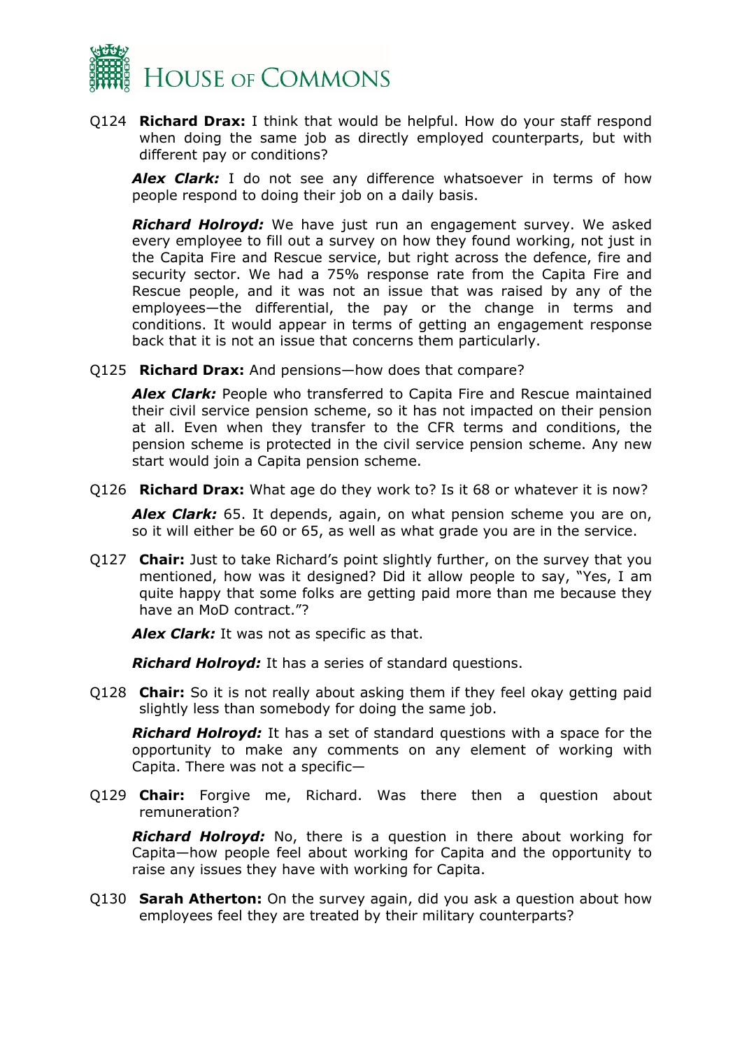Q124 **Richard Drax:** I think that would be helpful. How do your staff respond when doing the same job as directly employed counterparts, but with different pay or conditions?

***Alex Clark:*** I do not see any difference whatsoever in terms of how people respond to doing their job on a daily basis.

***Richard Holroyd:*** We have just run an engagement survey. We asked every employee to fill out a survey on how they found working, not just in the Capita Fire and Rescue service, but right across the defence, fire and security sector. We had a 75% response rate from the Capita Fire and Rescue people, and it was not an issue that was raised by any of the employees—the differential, the pay or the change in terms and conditions. It would appear in terms of getting an engagement response back that it is not an issue that concerns them particularly.

Q125 **Richard Drax:** And pensions—how does that compare?

***Alex Clark:*** People who transferred to Capita Fire and Rescue maintained their civil service pension scheme, so it has not impacted on their pension at all. Even when they transfer to the CFR terms and conditions, the pension scheme is protected in the civil service pension scheme. Any new start would join a Capita pension scheme.

Q126 **Richard Drax:** What age do they work to? Is it 68 or whatever it is now?

***Alex Clark:*** 65. It depends, again, on what pension scheme you are on, so it will either be 60 or 65, as well as what grade you are in the service.

Q127 **Chair:** Just to take Richard's point slightly further, on the survey that you mentioned, how was it designed? Did it allow people to say, "Yes, I am quite happy that some folks are getting paid more than me because they have an MoD contract."?

***Alex Clark:*** It was not as specific as that.

***Richard Holroyd:*** It has a series of standard questions.

Q128 **Chair:** So it is not really about asking them if they feel okay getting paid slightly less than somebody for doing the same job.

***Richard Holroyd:*** It has a set of standard questions with a space for the opportunity to make any comments on any element of working with Capita. There was not a specific—

Q129 **Chair:** Forgive me, Richard. Was there then a question about remuneration?

***Richard Holroyd:*** No, there is a question in there about working for Capita—how people feel about working for Capita and the opportunity to raise any issues they have with working for Capita.

Q130 **Sarah Atherton:** On the survey again, did you ask a question about how employees feel they are treated by their military counterparts?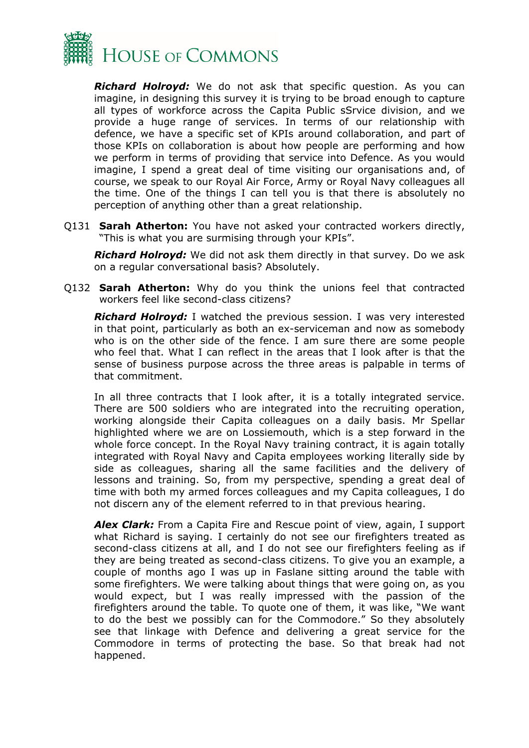***Richard Holroyd:*** We do not ask that specific question. As you can imagine, in designing this survey it is trying to be broad enough to capture all types of workforce across the Capita Public sSrvice division, and we provide a huge range of services. In terms of our relationship with defence, we have a specific set of KPIs around collaboration, and part of those KPIs on collaboration is about how people are performing and how we perform in terms of providing that service into Defence. As you would imagine, I spend a great deal of time visiting our organisations and, of course, we speak to our Royal Air Force, Army or Royal Navy colleagues all the time. One of the things I can tell you is that there is absolutely no perception of anything other than a great relationship.

Q131 **Sarah Atherton:** You have not asked your contracted workers directly, "This is what you are surmising through your KPIs".

***Richard Holroyd:*** We did not ask them directly in that survey. Do we ask on a regular conversational basis? Absolutely.

Q132 **Sarah Atherton:** Why do you think the unions feel that contracted workers feel like second-class citizens?

***Richard Holroyd:*** I watched the previous session. I was very interested in that point, particularly as both an ex-serviceman and now as somebody who is on the other side of the fence. I am sure there are some people who feel that. What I can reflect in the areas that I look after is that the sense of business purpose across the three areas is palpable in terms of that commitment.

In all three contracts that I look after, it is a totally integrated service. There are 500 soldiers who are integrated into the recruiting operation, working alongside their Capita colleagues on a daily basis. Mr Spellar highlighted where we are on Lossiemouth, which is a step forward in the whole force concept. In the Royal Navy training contract, it is again totally integrated with Royal Navy and Capita employees working literally side by side as colleagues, sharing all the same facilities and the delivery of lessons and training. So, from my perspective, spending a great deal of time with both my armed forces colleagues and my Capita colleagues, I do not discern any of the element referred to in that previous hearing.

***Alex Clark:*** From a Capita Fire and Rescue point of view, again, I support what Richard is saying. I certainly do not see our firefighters treated as second-class citizens at all, and I do not see our firefighters feeling as if they are being treated as second-class citizens. To give you an example, a couple of months ago I was up in Faslane sitting around the table with some firefighters. We were talking about things that were going on, as you would expect, but I was really impressed with the passion of the firefighters around the table. To quote one of them, it was like, "We want to do the best we possibly can for the Commodore." So they absolutely see that linkage with Defence and delivering a great service for the Commodore in terms of protecting the base. So that break had not happened.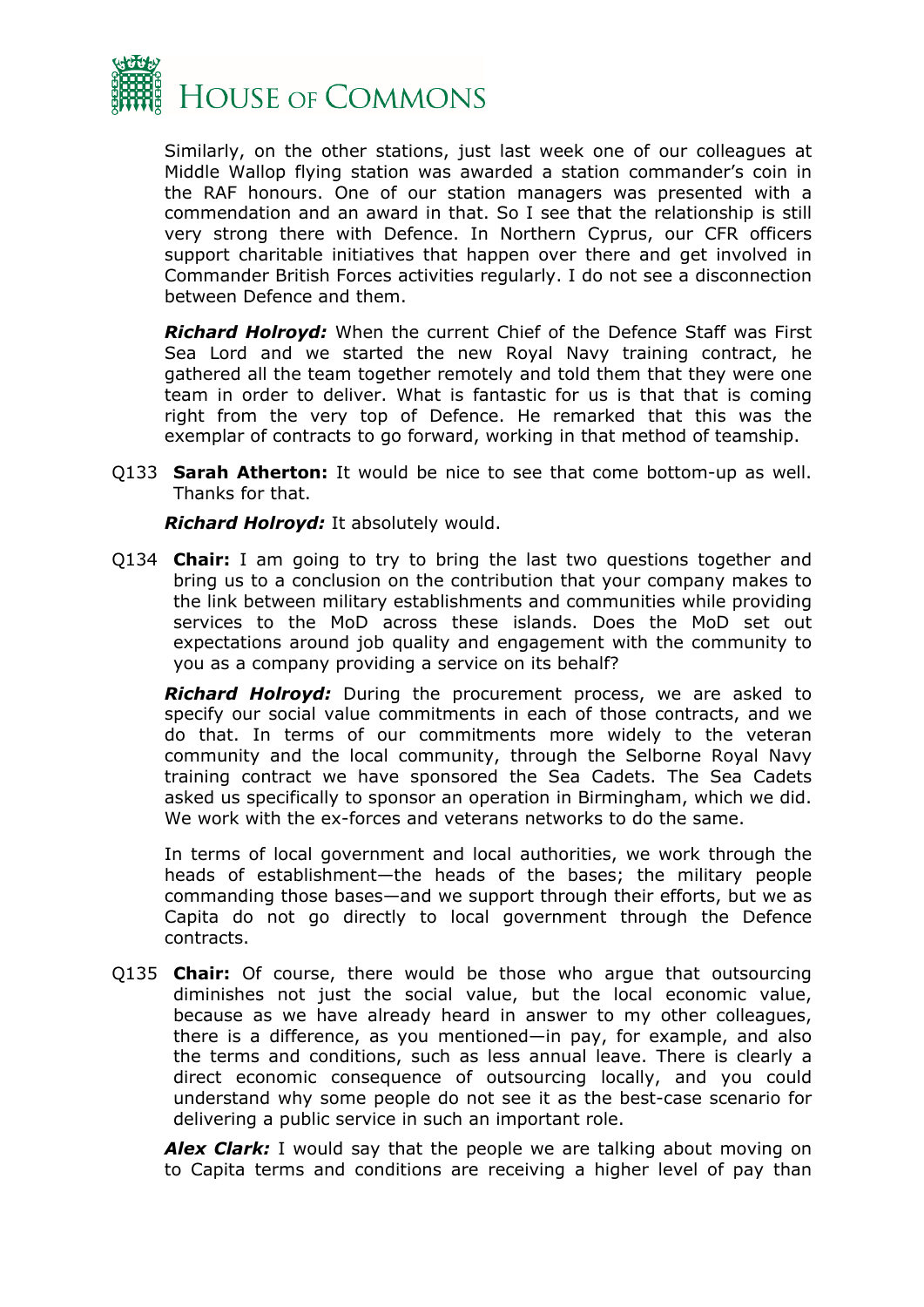Similarly, on the other stations, just last week one of our colleagues at Middle Wallop flying station was awarded a station commander's coin in the RAF honours. One of our station managers was presented with a commendation and an award in that. So I see that the relationship is still very strong there with Defence. In Northern Cyprus, our CFR officers support charitable initiatives that happen over there and get involved in Commander British Forces activities regularly. I do not see a disconnection between Defence and them.

***Richard Holroyd:*** When the current Chief of the Defence Staff was First Sea Lord and we started the new Royal Navy training contract, he gathered all the team together remotely and told them that they were one team in order to deliver. What is fantastic for us is that that is coming right from the very top of Defence. He remarked that this was the exemplar of contracts to go forward, working in that method of teamship.

Q133 **Sarah Atherton:** It would be nice to see that come bottom-up as well. Thanks for that.

***Richard Holroyd:*** It absolutely would.

Q134 **Chair:** I am going to try to bring the last two questions together and bring us to a conclusion on the contribution that your company makes to the link between military establishments and communities while providing services to the MoD across these islands. Does the MoD set out expectations around job quality and engagement with the community to you as a company providing a service on its behalf?

***Richard Holroyd:*** During the procurement process, we are asked to specify our social value commitments in each of those contracts, and we do that. In terms of our commitments more widely to the veteran community and the local community, through the Selborne Royal Navy training contract we have sponsored the Sea Cadets. The Sea Cadets asked us specifically to sponsor an operation in Birmingham, which we did. We work with the ex-forces and veterans networks to do the same.

In terms of local government and local authorities, we work through the heads of establishment—the heads of the bases; the military people commanding those bases—and we support through their efforts, but we as Capita do not go directly to local government through the Defence contracts.

Q135 **Chair:** Of course, there would be those who argue that outsourcing diminishes not just the social value, but the local economic value, because as we have already heard in answer to my other colleagues, there is a difference, as you mentioned—in pay, for example, and also the terms and conditions, such as less annual leave. There is clearly a direct economic consequence of outsourcing locally, and you could understand why some people do not see it as the best-case scenario for delivering a public service in such an important role.

***Alex Clark:*** I would say that the people we are talking about moving on to Capita terms and conditions are receiving a higher level of pay than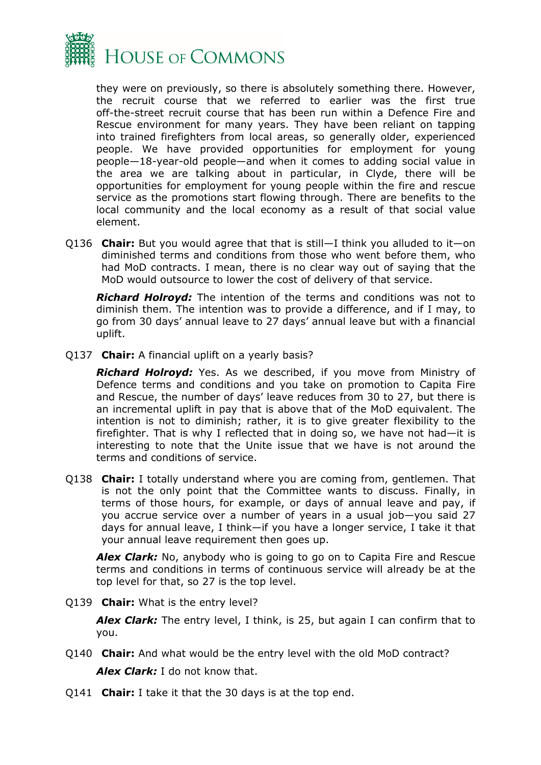they were on previously, so there is absolutely something there. However, the recruit course that we referred to earlier was the first true off-the-street recruit course that has been run within a Defence Fire and Rescue environment for many years. They have been reliant on tapping into trained firefighters from local areas, so generally older, experienced people. We have provided opportunities for employment for young people—18-year-old people—and when it comes to adding social value in the area we are talking about in particular, in Clyde, there will be opportunities for employment for young people within the fire and rescue service as the promotions start flowing through. There are benefits to the local community and the local economy as a result of that social value element.

Q136 **Chair:** But you would agree that that is still—I think you alluded to it—on diminished terms and conditions from those who went before them, who had MoD contracts. I mean, there is no clear way out of saying that the MoD would outsource to lower the cost of delivery of that service.

***Richard Holroyd:*** The intention of the terms and conditions was not to diminish them. The intention was to provide a difference, and if I may, to go from 30 days' annual leave to 27 days' annual leave but with a financial uplift.

Q137 **Chair:** A financial uplift on a yearly basis?

***Richard Holroyd:*** Yes. As we described, if you move from Ministry of Defence terms and conditions and you take on promotion to Capita Fire and Rescue, the number of days' leave reduces from 30 to 27, but there is an incremental uplift in pay that is above that of the MoD equivalent. The intention is not to diminish; rather, it is to give greater flexibility to the firefighter. That is why I reflected that in doing so, we have not had—it is interesting to note that the Unite issue that we have is not around the terms and conditions of service.

Q138 **Chair:** I totally understand where you are coming from, gentlemen. That is not the only point that the Committee wants to discuss. Finally, in terms of those hours, for example, or days of annual leave and pay, if you accrue service over a number of years in a usual job—you said 27 days for annual leave, I think—if you have a longer service, I take it that your annual leave requirement then goes up.

***Alex Clark:*** No, anybody who is going to go on to Capita Fire and Rescue terms and conditions in terms of continuous service will already be at the top level for that, so 27 is the top level.

Q139 **Chair:** What is the entry level?

***Alex Clark:*** The entry level, I think, is 25, but again I can confirm that to you.

Q140 **Chair:** And what would be the entry level with the old MoD contract?

***Alex Clark:*** I do not know that.

Q141 **Chair:** I take it that the 30 days is at the top end.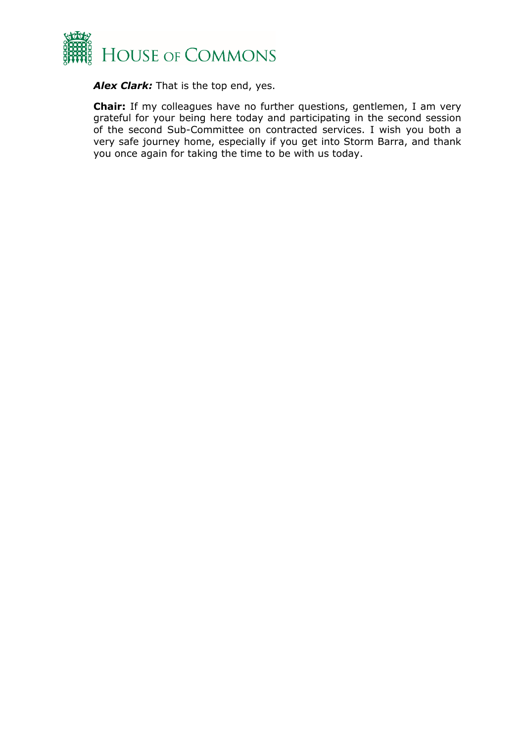***Alex Clark:*** That is the top end, yes.

**Chair:** If my colleagues have no further questions, gentlemen, I am very grateful for your being here today and participating in the second session of the second Sub-Committee on contracted services. I wish you both a very safe journey home, especially if you get into Storm Barra, and thank you once again for taking the time to be with us today.